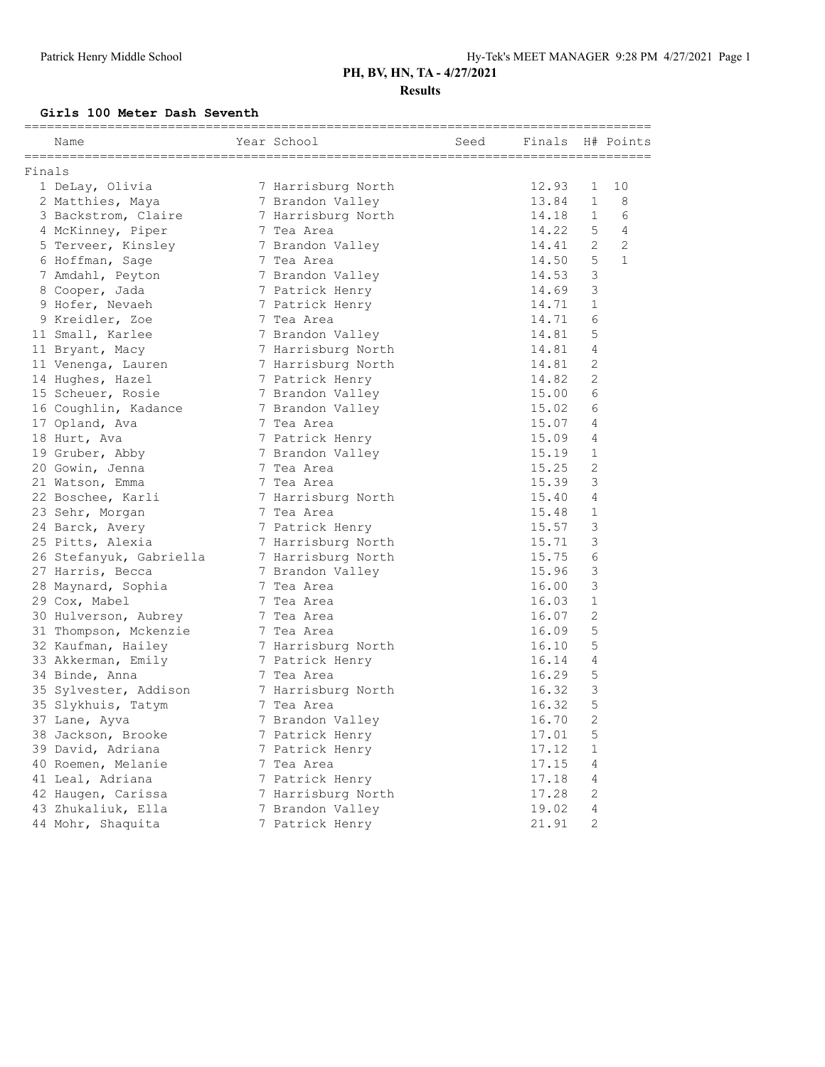**PH, BV, HN, TA - 4/27/2021**

**Results**

### Girls 100 Meter Dash Seventh

Finals

| Place | Name | Year | School | Seed | Finals | H# | Points |
|---|---|---|---|---|---|---|---|
| 1 | DeLay, Olivia | 7 | Harrisburg North | | 12.93 | 1 | 10 |
| 2 | Matthies, Maya | 7 | Brandon Valley | | 13.84 | 1 | 8 |
| 3 | Backstrom, Claire | 7 | Harrisburg North | | 14.18 | 1 | 6 |
| 4 | McKinney, Piper | 7 | Tea Area | | 14.22 | 5 | 4 |
| 5 | Terveer, Kinsley | 7 | Brandon Valley | | 14.41 | 2 | 2 |
| 6 | Hoffman, Sage | 7 | Tea Area | | 14.50 | 5 | 1 |
| 7 | Amdahl, Peyton | 7 | Brandon Valley | | 14.53 | 3 | |
| 8 | Cooper, Jada | 7 | Patrick Henry | | 14.69 | 3 | |
| 9 | Hofer, Nevaeh | 7 | Patrick Henry | | 14.71 | 1 | |
| 9 | Kreidler, Zoe | 7 | Tea Area | | 14.71 | 6 | |
| 11 | Small, Karlee | 7 | Brandon Valley | | 14.81 | 5 | |
| 11 | Bryant, Macy | 7 | Harrisburg North | | 14.81 | 4 | |
| 11 | Venenga, Lauren | 7 | Harrisburg North | | 14.81 | 2 | |
| 14 | Hughes, Hazel | 7 | Patrick Henry | | 14.82 | 2 | |
| 15 | Scheuer, Rosie | 7 | Brandon Valley | | 15.00 | 6 | |
| 16 | Coughlin, Kadance | 7 | Brandon Valley | | 15.02 | 6 | |
| 17 | Opland, Ava | 7 | Tea Area | | 15.07 | 4 | |
| 18 | Hurt, Ava | 7 | Patrick Henry | | 15.09 | 4 | |
| 19 | Gruber, Abby | 7 | Brandon Valley | | 15.19 | 1 | |
| 20 | Gowin, Jenna | 7 | Tea Area | | 15.25 | 2 | |
| 21 | Watson, Emma | 7 | Tea Area | | 15.39 | 3 | |
| 22 | Boschee, Karli | 7 | Harrisburg North | | 15.40 | 4 | |
| 23 | Sehr, Morgan | 7 | Tea Area | | 15.48 | 1 | |
| 24 | Barck, Avery | 7 | Patrick Henry | | 15.57 | 3 | |
| 25 | Pitts, Alexia | 7 | Harrisburg North | | 15.71 | 3 | |
| 26 | Stefanyuk, Gabriella | 7 | Harrisburg North | | 15.75 | 6 | |
| 27 | Harris, Becca | 7 | Brandon Valley | | 15.96 | 3 | |
| 28 | Maynard, Sophia | 7 | Tea Area | | 16.00 | 3 | |
| 29 | Cox, Mabel | 7 | Tea Area | | 16.03 | 1 | |
| 30 | Hulverson, Aubrey | 7 | Tea Area | | 16.07 | 2 | |
| 31 | Thompson, Mckenzie | 7 | Tea Area | | 16.09 | 5 | |
| 32 | Kaufman, Hailey | 7 | Harrisburg North | | 16.10 | 5 | |
| 33 | Akkerman, Emily | 7 | Patrick Henry | | 16.14 | 4 | |
| 34 | Binde, Anna | 7 | Tea Area | | 16.29 | 5 | |
| 35 | Sylvester, Addison | 7 | Harrisburg North | | 16.32 | 3 | |
| 35 | Slykhuis, Tatym | 7 | Tea Area | | 16.32 | 5 | |
| 37 | Lane, Ayva | 7 | Brandon Valley | | 16.70 | 2 | |
| 38 | Jackson, Brooke | 7 | Patrick Henry | | 17.01 | 5 | |
| 39 | David, Adriana | 7 | Patrick Henry | | 17.12 | 1 | |
| 40 | Roemen, Melanie | 7 | Tea Area | | 17.15 | 4 | |
| 41 | Leal, Adriana | 7 | Patrick Henry | | 17.18 | 4 | |
| 42 | Haugen, Carissa | 7 | Harrisburg North | | 17.28 | 2 | |
| 43 | Zhukaliuk, Ella | 7 | Brandon Valley | | 19.02 | 4 | |
| 44 | Mohr, Shaquita | 7 | Patrick Henry | | 21.91 | 2 | |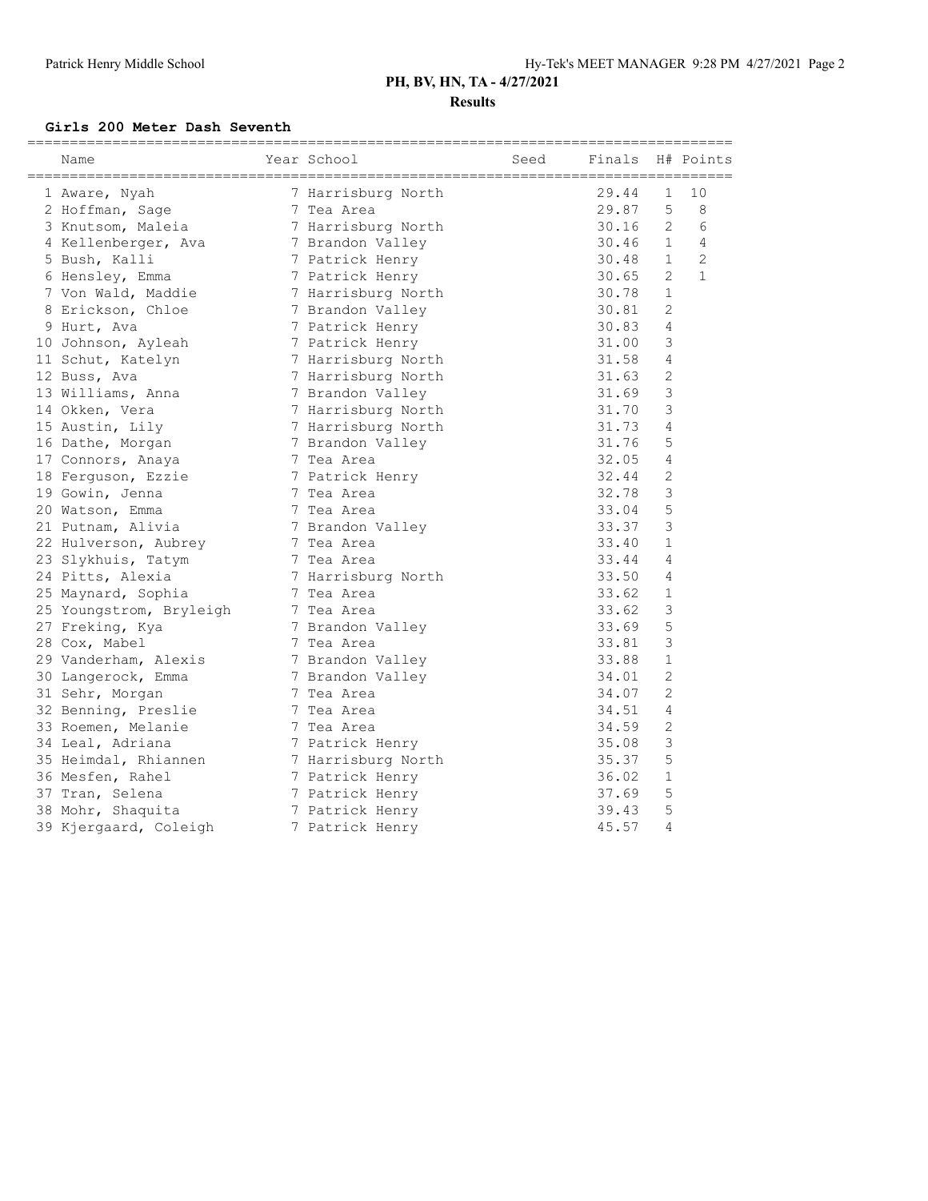## PH, BV, HN, TA - 4/27/2021

### Results

#### Girls 200 Meter Dash Seventh

| | Name | Year | School | Seed | Finals | H# | Points |
|---|---|---|---|---|---|---|---|
| 1 | Aware, Nyah | 7 | Harrisburg North | | 29.44 | 1 | 10 |
| 2 | Hoffman, Sage | 7 | Tea Area | | 29.87 | 5 | 8 |
| 3 | Knutsom, Maleia | 7 | Harrisburg North | | 30.16 | 2 | 6 |
| 4 | Kellenberger, Ava | 7 | Brandon Valley | | 30.46 | 1 | 4 |
| 5 | Bush, Kalli | 7 | Patrick Henry | | 30.48 | 1 | 2 |
| 6 | Hensley, Emma | 7 | Patrick Henry | | 30.65 | 2 | 1 |
| 7 | Von Wald, Maddie | 7 | Harrisburg North | | 30.78 | 1 | |
| 8 | Erickson, Chloe | 7 | Brandon Valley | | 30.81 | 2 | |
| 9 | Hurt, Ava | 7 | Patrick Henry | | 30.83 | 4 | |
| 10 | Johnson, Ayleah | 7 | Patrick Henry | | 31.00 | 3 | |
| 11 | Schut, Katelyn | 7 | Harrisburg North | | 31.58 | 4 | |
| 12 | Buss, Ava | 7 | Harrisburg North | | 31.63 | 2 | |
| 13 | Williams, Anna | 7 | Brandon Valley | | 31.69 | 3 | |
| 14 | Okken, Vera | 7 | Harrisburg North | | 31.70 | 3 | |
| 15 | Austin, Lily | 7 | Harrisburg North | | 31.73 | 4 | |
| 16 | Dathe, Morgan | 7 | Brandon Valley | | 31.76 | 5 | |
| 17 | Connors, Anaya | 7 | Tea Area | | 32.05 | 4 | |
| 18 | Ferguson, Ezzie | 7 | Patrick Henry | | 32.44 | 2 | |
| 19 | Gowin, Jenna | 7 | Tea Area | | 32.78 | 3 | |
| 20 | Watson, Emma | 7 | Tea Area | | 33.04 | 5 | |
| 21 | Putnam, Alivia | 7 | Brandon Valley | | 33.37 | 3 | |
| 22 | Hulverson, Aubrey | 7 | Tea Area | | 33.40 | 1 | |
| 23 | Slykhuis, Tatym | 7 | Tea Area | | 33.44 | 4 | |
| 24 | Pitts, Alexia | 7 | Harrisburg North | | 33.50 | 4 | |
| 25 | Maynard, Sophia | 7 | Tea Area | | 33.62 | 1 | |
| 25 | Youngstrom, Bryleigh | 7 | Tea Area | | 33.62 | 3 | |
| 27 | Freking, Kya | 7 | Brandon Valley | | 33.69 | 5 | |
| 28 | Cox, Mabel | 7 | Tea Area | | 33.81 | 3 | |
| 29 | Vanderham, Alexis | 7 | Brandon Valley | | 33.88 | 1 | |
| 30 | Langerock, Emma | 7 | Brandon Valley | | 34.01 | 2 | |
| 31 | Sehr, Morgan | 7 | Tea Area | | 34.07 | 2 | |
| 32 | Benning, Preslie | 7 | Tea Area | | 34.51 | 4 | |
| 33 | Roemen, Melanie | 7 | Tea Area | | 34.59 | 2 | |
| 34 | Leal, Adriana | 7 | Patrick Henry | | 35.08 | 3 | |
| 35 | Heimdal, Rhiannen | 7 | Harrisburg North | | 35.37 | 5 | |
| 36 | Mesfen, Rahel | 7 | Patrick Henry | | 36.02 | 1 | |
| 37 | Tran, Selena | 7 | Patrick Henry | | 37.69 | 5 | |
| 38 | Mohr, Shaquita | 7 | Patrick Henry | | 39.43 | 5 | |
| 39 | Kjergaard, Coleigh | 7 | Patrick Henry | | 45.57 | 4 | |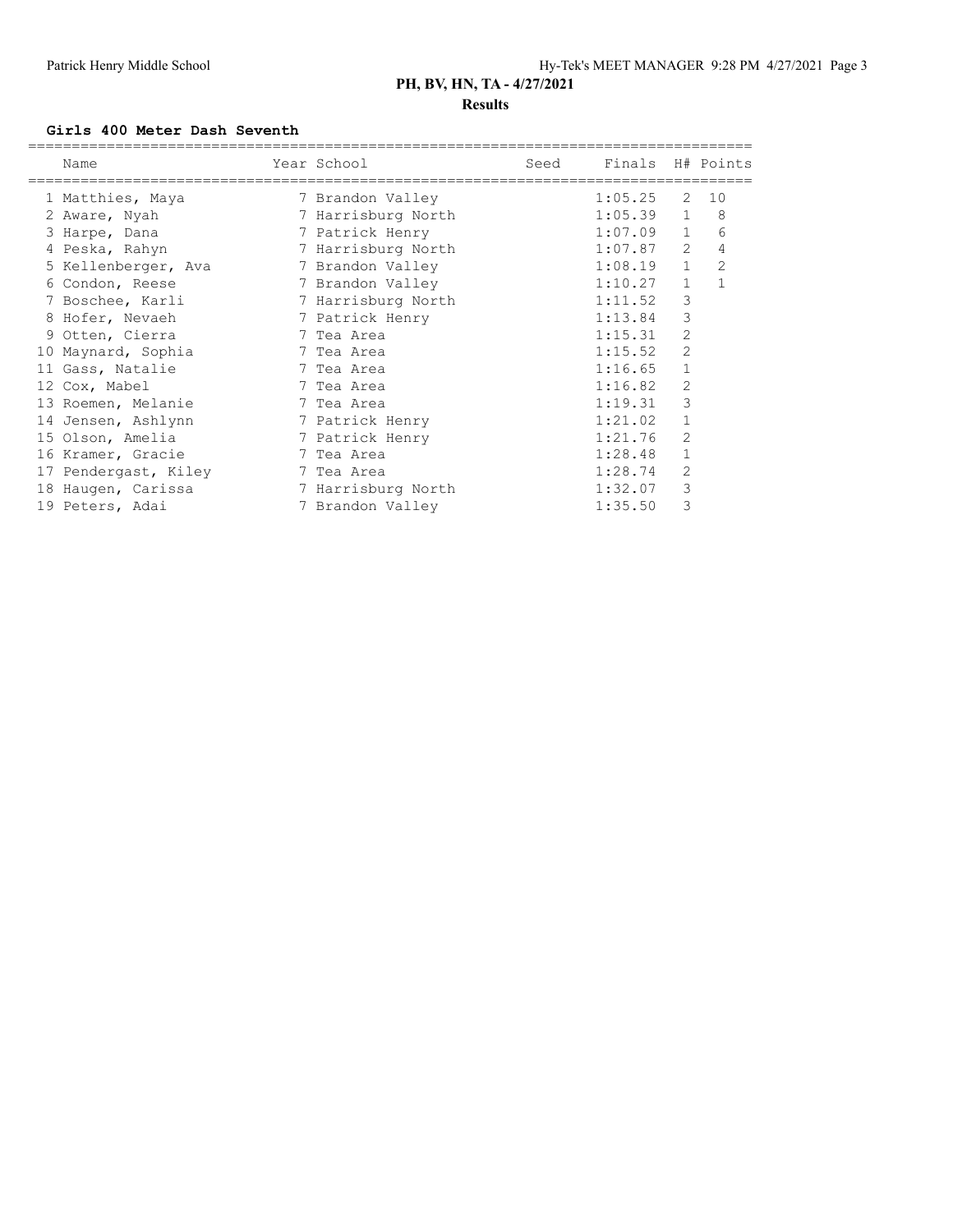**PH, BV, HN, TA - 4/27/2021**

**Results**

### Girls 400 Meter Dash Seventh

| | Name | Year | School | Seed | Finals | H# | Points |
|---|---|---|---|---|---|---|---|
| 1 | Matthies, Maya | 7 | Brandon Valley | | 1:05.25 | 2 | 10 |
| 2 | Aware, Nyah | 7 | Harrisburg North | | 1:05.39 | 1 | 8 |
| 3 | Harpe, Dana | 7 | Patrick Henry | | 1:07.09 | 1 | 6 |
| 4 | Peska, Rahyn | 7 | Harrisburg North | | 1:07.87 | 2 | 4 |
| 5 | Kellenberger, Ava | 7 | Brandon Valley | | 1:08.19 | 1 | 2 |
| 6 | Condon, Reese | 7 | Brandon Valley | | 1:10.27 | 1 | 1 |
| 7 | Boschee, Karli | 7 | Harrisburg North | | 1:11.52 | 3 | |
| 8 | Hofer, Nevaeh | 7 | Patrick Henry | | 1:13.84 | 3 | |
| 9 | Otten, Cierra | 7 | Tea Area | | 1:15.31 | 2 | |
| 10 | Maynard, Sophia | 7 | Tea Area | | 1:15.52 | 2 | |
| 11 | Gass, Natalie | 7 | Tea Area | | 1:16.65 | 1 | |
| 12 | Cox, Mabel | 7 | Tea Area | | 1:16.82 | 2 | |
| 13 | Roemen, Melanie | 7 | Tea Area | | 1:19.31 | 3 | |
| 14 | Jensen, Ashlynn | 7 | Patrick Henry | | 1:21.02 | 1 | |
| 15 | Olson, Amelia | 7 | Patrick Henry | | 1:21.76 | 2 | |
| 16 | Kramer, Gracie | 7 | Tea Area | | 1:28.48 | 1 | |
| 17 | Pendergast, Kiley | 7 | Tea Area | | 1:28.74 | 2 | |
| 18 | Haugen, Carissa | 7 | Harrisburg North | | 1:32.07 | 3 | |
| 19 | Peters, Adai | 7 | Brandon Valley | | 1:35.50 | 3 | |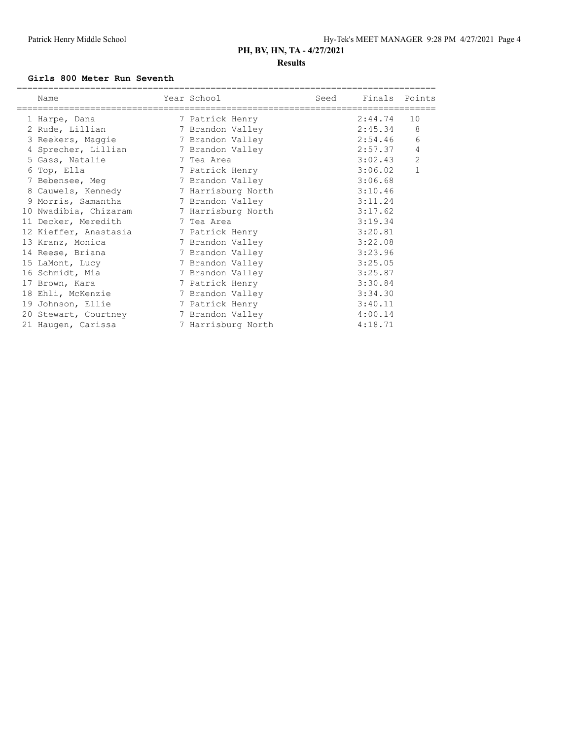# PH, BV, HN, TA - 4/27/2021

## Results

### Girls 800 Meter Run Seventh

| | Name | Year | School | Seed | Finals | Points |
|---|---|---|---|---|---|---|
| 1 | Harpe, Dana | 7 | Patrick Henry | | 2:44.74 | 10 |
| 2 | Rude, Lillian | 7 | Brandon Valley | | 2:45.34 | 8 |
| 3 | Reekers, Maggie | 7 | Brandon Valley | | 2:54.46 | 6 |
| 4 | Sprecher, Lillian | 7 | Brandon Valley | | 2:57.37 | 4 |
| 5 | Gass, Natalie | 7 | Tea Area | | 3:02.43 | 2 |
| 6 | Top, Ella | 7 | Patrick Henry | | 3:06.02 | 1 |
| 7 | Bebensee, Meg | 7 | Brandon Valley | | 3:06.68 | |
| 8 | Cauwels, Kennedy | 7 | Harrisburg North | | 3:10.46 | |
| 9 | Morris, Samantha | 7 | Brandon Valley | | 3:11.24 | |
| 10 | Nwadibia, Chizaram | 7 | Harrisburg North | | 3:17.62 | |
| 11 | Decker, Meredith | 7 | Tea Area | | 3:19.34 | |
| 12 | Kieffer, Anastasia | 7 | Patrick Henry | | 3:20.81 | |
| 13 | Kranz, Monica | 7 | Brandon Valley | | 3:22.08 | |
| 14 | Reese, Briana | 7 | Brandon Valley | | 3:23.96 | |
| 15 | LaMont, Lucy | 7 | Brandon Valley | | 3:25.05 | |
| 16 | Schmidt, Mia | 7 | Brandon Valley | | 3:25.87 | |
| 17 | Brown, Kara | 7 | Patrick Henry | | 3:30.84 | |
| 18 | Ehli, McKenzie | 7 | Brandon Valley | | 3:34.30 | |
| 19 | Johnson, Ellie | 7 | Patrick Henry | | 3:40.11 | |
| 20 | Stewart, Courtney | 7 | Brandon Valley | | 4:00.14 | |
| 21 | Haugen, Carissa | 7 | Harrisburg North | | 4:18.71 | |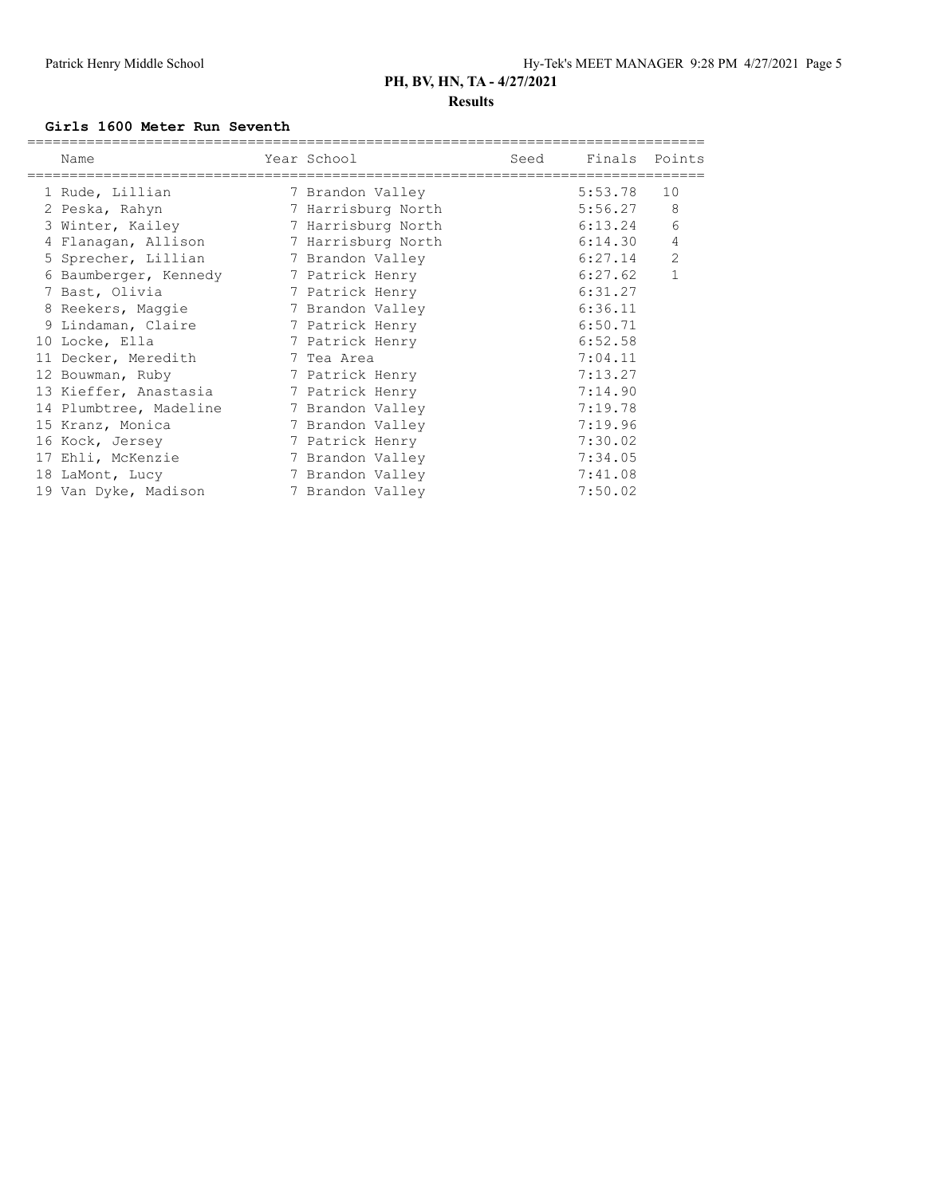# PH, BV, HN, TA - 4/27/2021

## Results

### Girls 1600 Meter Run Seventh

| | Name | Year | School | Seed | Finals | Points |
|---|---|---|---|---|---|---|
| 1 | Rude, Lillian | 7 | Brandon Valley | | 5:53.78 | 10 |
| 2 | Peska, Rahyn | 7 | Harrisburg North | | 5:56.27 | 8 |
| 3 | Winter, Kailey | 7 | Harrisburg North | | 6:13.24 | 6 |
| 4 | Flanagan, Allison | 7 | Harrisburg North | | 6:14.30 | 4 |
| 5 | Sprecher, Lillian | 7 | Brandon Valley | | 6:27.14 | 2 |
| 6 | Baumberger, Kennedy | 7 | Patrick Henry | | 6:27.62 | 1 |
| 7 | Bast, Olivia | 7 | Patrick Henry | | 6:31.27 | |
| 8 | Reekers, Maggie | 7 | Brandon Valley | | 6:36.11 | |
| 9 | Lindaman, Claire | 7 | Patrick Henry | | 6:50.71 | |
| 10 | Locke, Ella | 7 | Patrick Henry | | 6:52.58 | |
| 11 | Decker, Meredith | 7 | Tea Area | | 7:04.11 | |
| 12 | Bouwman, Ruby | 7 | Patrick Henry | | 7:13.27 | |
| 13 | Kieffer, Anastasia | 7 | Patrick Henry | | 7:14.90 | |
| 14 | Plumbtree, Madeline | 7 | Brandon Valley | | 7:19.78 | |
| 15 | Kranz, Monica | 7 | Brandon Valley | | 7:19.96 | |
| 16 | Kock, Jersey | 7 | Patrick Henry | | 7:30.02 | |
| 17 | Ehli, McKenzie | 7 | Brandon Valley | | 7:34.05 | |
| 18 | LaMont, Lucy | 7 | Brandon Valley | | 7:41.08 | |
| 19 | Van Dyke, Madison | 7 | Brandon Valley | | 7:50.02 | |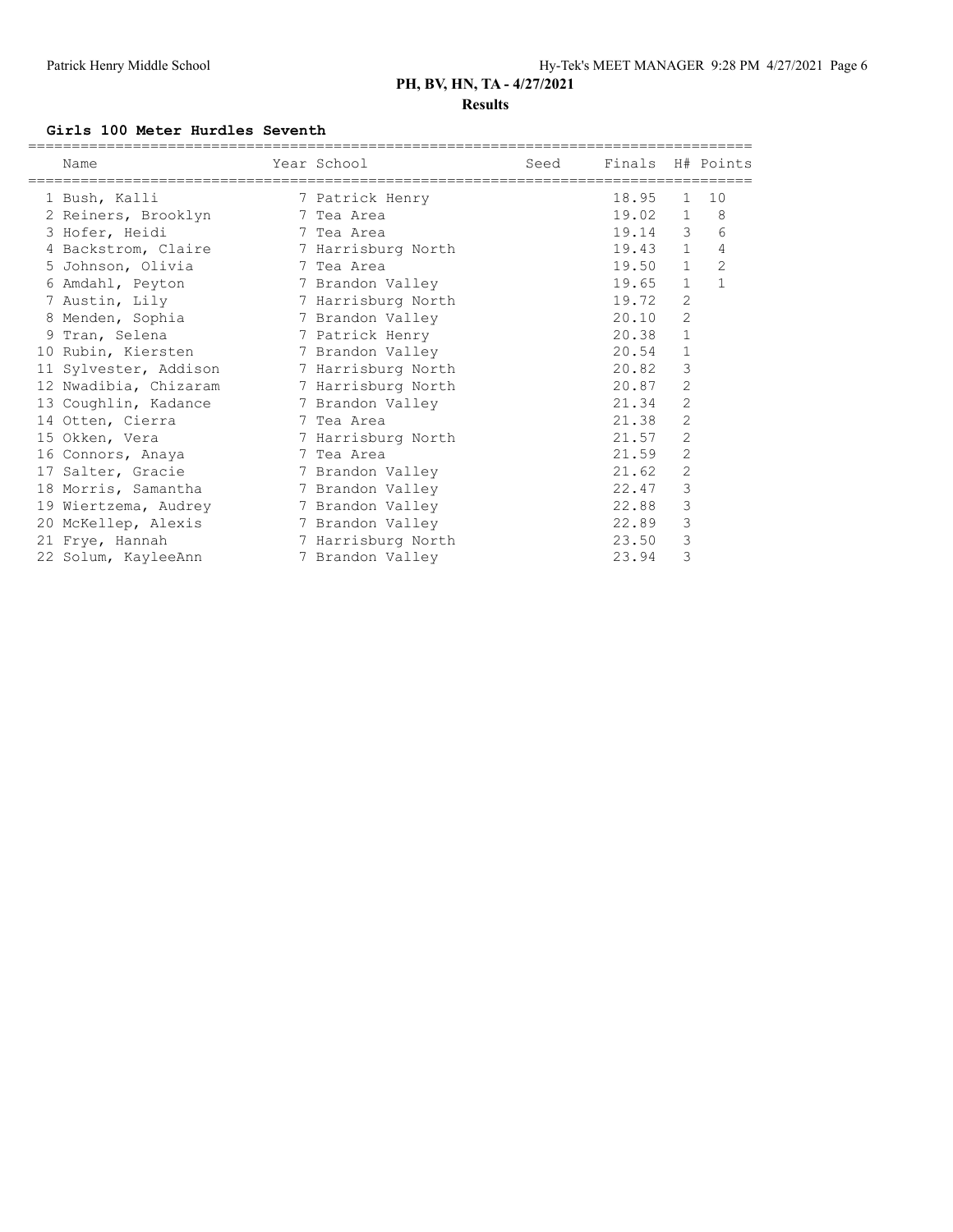## PH, BV, HN, TA - 4/27/2021

### Results

**Girls 100 Meter Hurdles Seventh**

| | Name | Year | School | Seed | Finals | H# | Points |
|---|---|---|---|---|---|---|---|
| 1 | Bush, Kalli | 7 | Patrick Henry | | 18.95 | 1 | 10 |
| 2 | Reiners, Brooklyn | 7 | Tea Area | | 19.02 | 1 | 8 |
| 3 | Hofer, Heidi | 7 | Tea Area | | 19.14 | 3 | 6 |
| 4 | Backstrom, Claire | 7 | Harrisburg North | | 19.43 | 1 | 4 |
| 5 | Johnson, Olivia | 7 | Tea Area | | 19.50 | 1 | 2 |
| 6 | Amdahl, Peyton | 7 | Brandon Valley | | 19.65 | 1 | 1 |
| 7 | Austin, Lily | 7 | Harrisburg North | | 19.72 | 2 | |
| 8 | Menden, Sophia | 7 | Brandon Valley | | 20.10 | 2 | |
| 9 | Tran, Selena | 7 | Patrick Henry | | 20.38 | 1 | |
| 10 | Rubin, Kiersten | 7 | Brandon Valley | | 20.54 | 1 | |
| 11 | Sylvester, Addison | 7 | Harrisburg North | | 20.82 | 3 | |
| 12 | Nwadibia, Chizaram | 7 | Harrisburg North | | 20.87 | 2 | |
| 13 | Coughlin, Kadance | 7 | Brandon Valley | | 21.34 | 2 | |
| 14 | Otten, Cierra | 7 | Tea Area | | 21.38 | 2 | |
| 15 | Okken, Vera | 7 | Harrisburg North | | 21.57 | 2 | |
| 16 | Connors, Anaya | 7 | Tea Area | | 21.59 | 2 | |
| 17 | Salter, Gracie | 7 | Brandon Valley | | 21.62 | 2 | |
| 18 | Morris, Samantha | 7 | Brandon Valley | | 22.47 | 3 | |
| 19 | Wiertzema, Audrey | 7 | Brandon Valley | | 22.88 | 3 | |
| 20 | McKellep, Alexis | 7 | Brandon Valley | | 22.89 | 3 | |
| 21 | Frye, Hannah | 7 | Harrisburg North | | 23.50 | 3 | |
| 22 | Solum, KayleeAnn | 7 | Brandon Valley | | 23.94 | 3 | |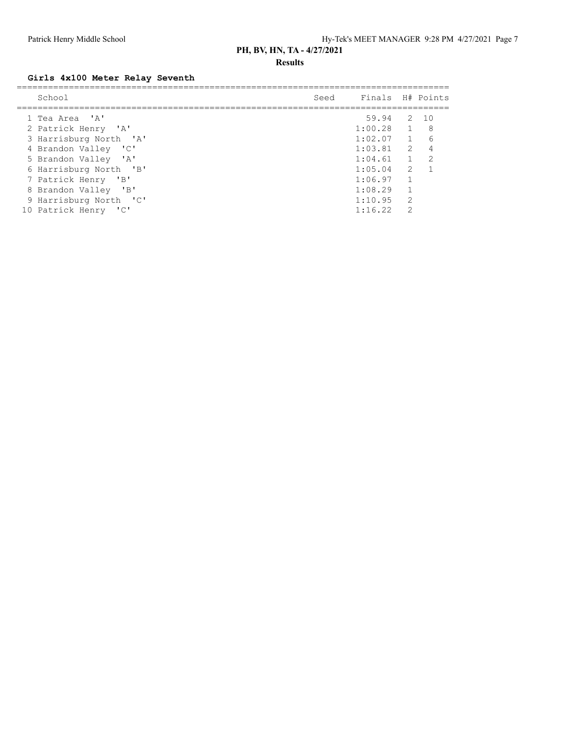## PH, BV, HN, TA - 4/27/2021

### Results

### Girls 4x100 Meter Relay Seventh

| | School | Seed | Finals | H# | Points |
|---|---|---|---|---|---|
| 1 | Tea Area 'A' | | 59.94 | 2 | 10 |
| 2 | Patrick Henry 'A' | | 1:00.28 | 1 | 8 |
| 3 | Harrisburg North 'A' | | 1:02.07 | 1 | 6 |
| 4 | Brandon Valley 'C' | | 1:03.81 | 2 | 4 |
| 5 | Brandon Valley 'A' | | 1:04.61 | 1 | 2 |
| 6 | Harrisburg North 'B' | | 1:05.04 | 2 | 1 |
| 7 | Patrick Henry 'B' | | 1:06.97 | 1 | |
| 8 | Brandon Valley 'B' | | 1:08.29 | 1 | |
| 9 | Harrisburg North 'C' | | 1:10.95 | 2 | |
| 10 | Patrick Henry 'C' | | 1:16.22 | 2 | |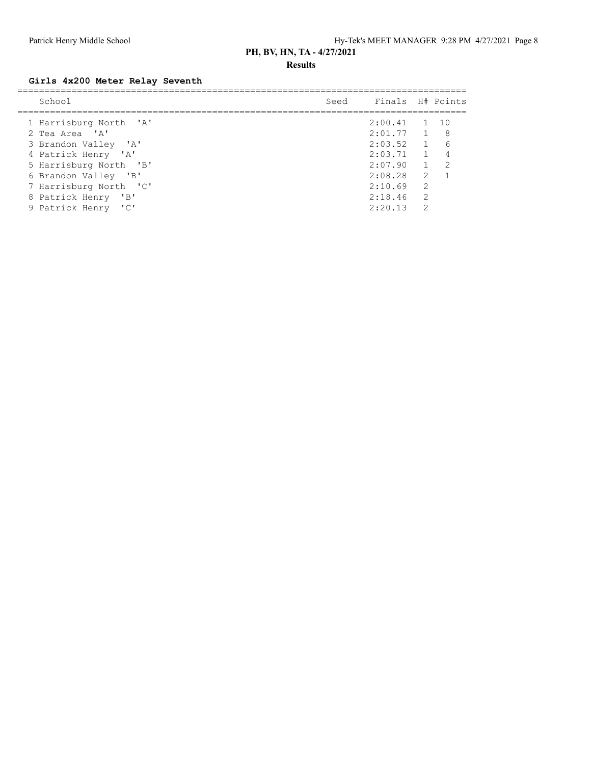## PH, BV, HN, TA - 4/27/2021

### Results

**Girls 4x200 Meter Relay Seventh**

| | School | Seed | Finals | H# | Points |
|---|---|---|---|---|---|
| 1 | Harrisburg North 'A' | | 2:00.41 | 1 | 10 |
| 2 | Tea Area 'A' | | 2:01.77 | 1 | 8 |
| 3 | Brandon Valley 'A' | | 2:03.52 | 1 | 6 |
| 4 | Patrick Henry 'A' | | 2:03.71 | 1 | 4 |
| 5 | Harrisburg North 'B' | | 2:07.90 | 1 | 2 |
| 6 | Brandon Valley 'B' | | 2:08.28 | 2 | 1 |
| 7 | Harrisburg North 'C' | | 2:10.69 | 2 | |
| 8 | Patrick Henry 'B' | | 2:18.46 | 2 | |
| 9 | Patrick Henry 'C' | | 2:20.13 | 2 | |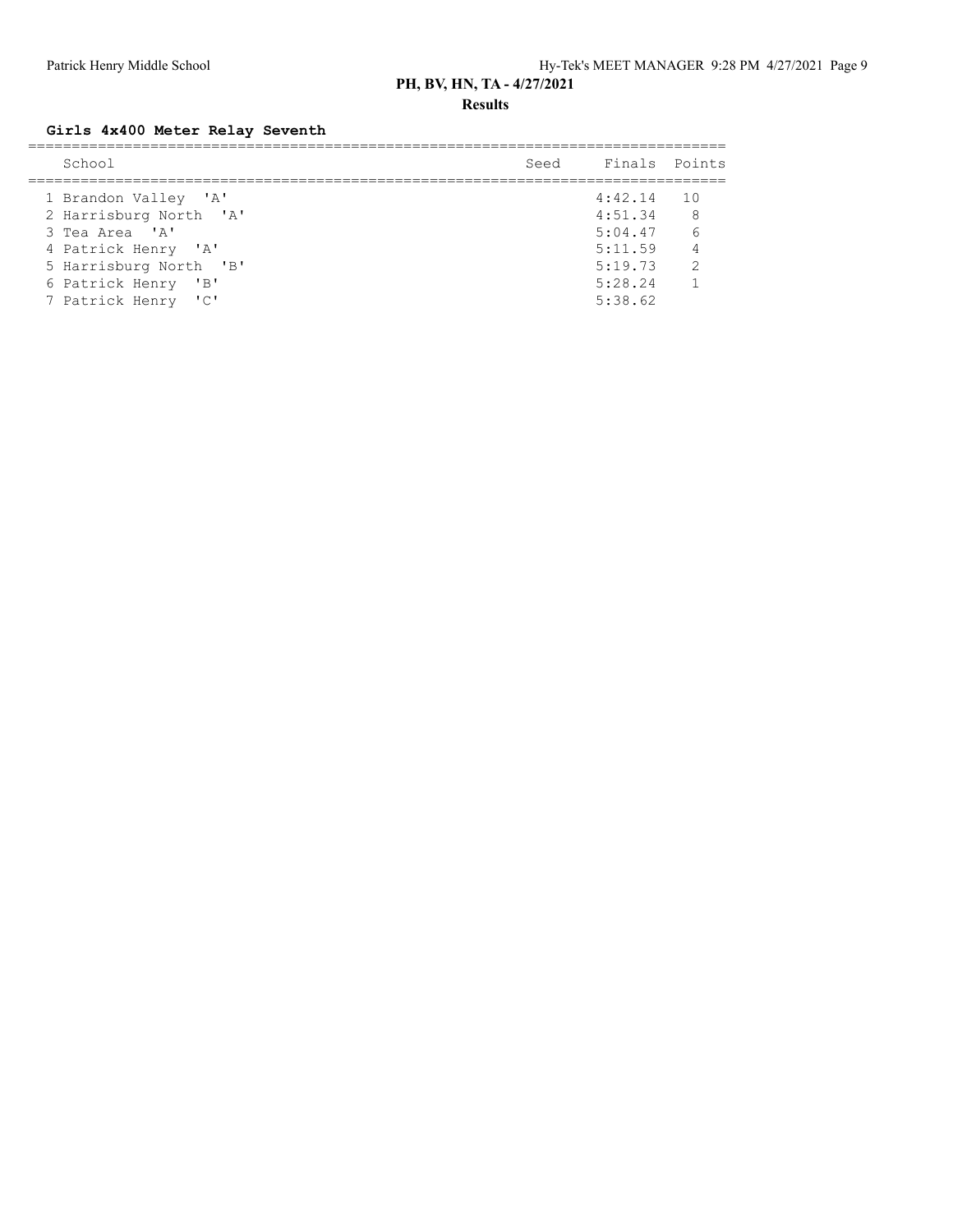# PH, BV, HN, TA - 4/27/2021

## Results

### Girls 4x400 Meter Relay Seventh

| | School | Seed | Finals | Points |
|---|---|---|---|---|
| 1 | Brandon Valley 'A' | | 4:42.14 | 10 |
| 2 | Harrisburg North 'A' | | 4:51.34 | 8 |
| 3 | Tea Area 'A' | | 5:04.47 | 6 |
| 4 | Patrick Henry 'A' | | 5:11.59 | 4 |
| 5 | Harrisburg North 'B' | | 5:19.73 | 2 |
| 6 | Patrick Henry 'B' | | 5:28.24 | 1 |
| 7 | Patrick Henry 'C' | | 5:38.62 | |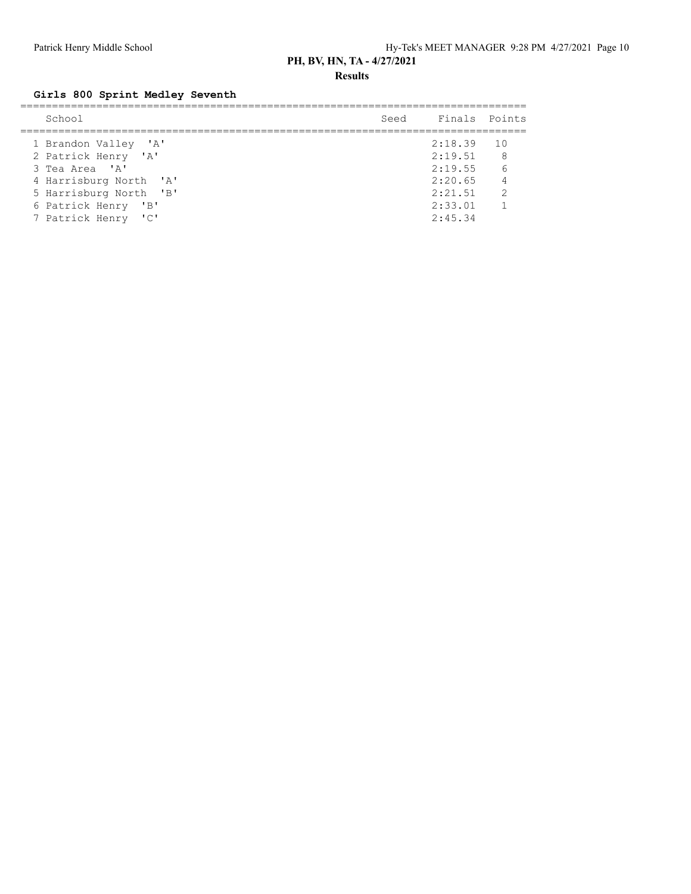## PH, BV, HN, TA - 4/27/2021

### Results

### Girls 800 Sprint Medley Seventh

| | School | Seed | Finals | Points |
|---|---|---|---|---|
| 1 | Brandon Valley 'A' | | 2:18.39 | 10 |
| 2 | Patrick Henry 'A' | | 2:19.51 | 8 |
| 3 | Tea Area 'A' | | 2:19.55 | 6 |
| 4 | Harrisburg North 'A' | | 2:20.65 | 4 |
| 5 | Harrisburg North 'B' | | 2:21.51 | 2 |
| 6 | Patrick Henry 'B' | | 2:33.01 | 1 |
| 7 | Patrick Henry 'C' | | 2:45.34 | |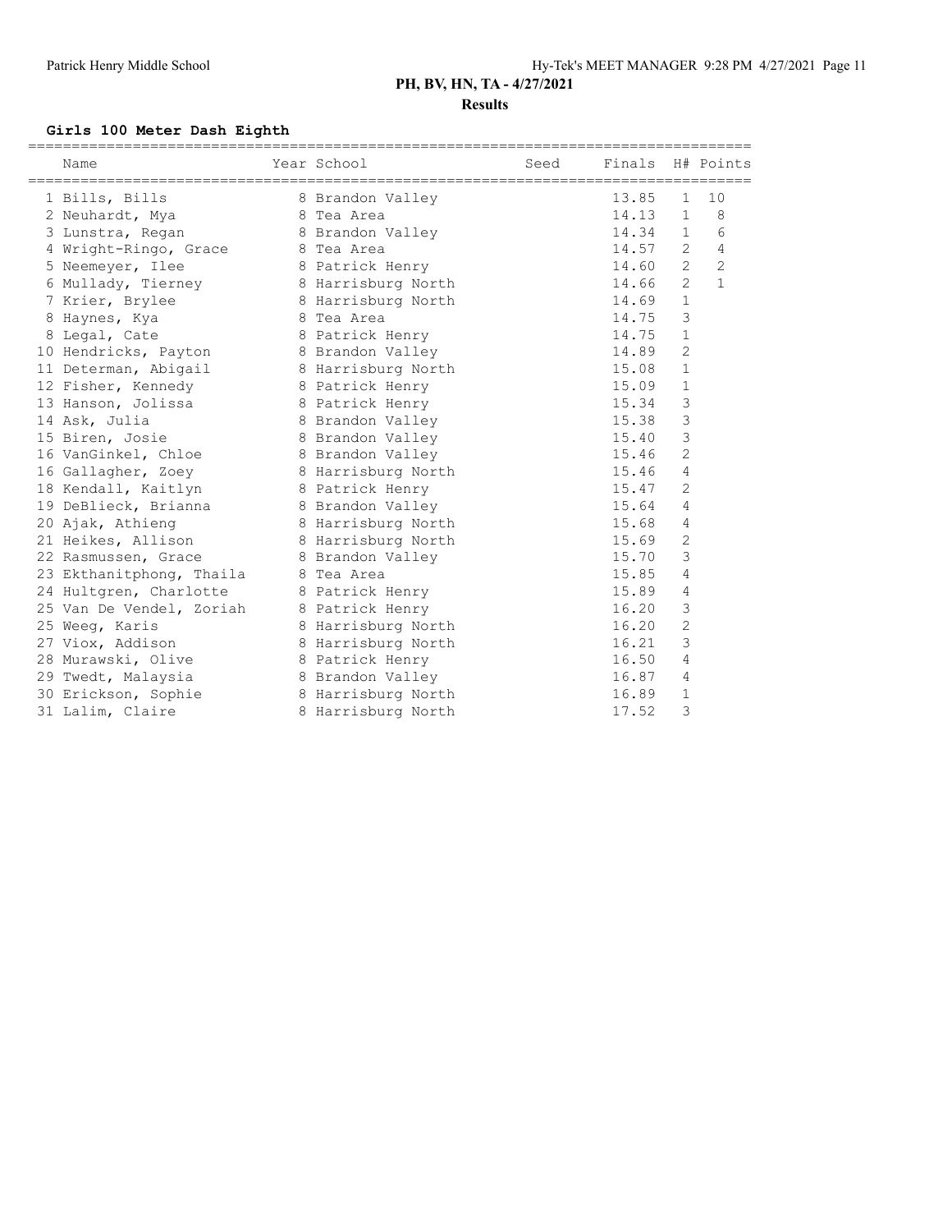## PH, BV, HN, TA - 4/27/2021

### Results

**Girls 100 Meter Dash Eighth**

| | Name | Year | School | Seed | Finals | H# | Points |
|---|---|---|---|---|---|---|---|
| 1 | Bills, Bills | 8 | Brandon Valley | | 13.85 | 1 | 10 |
| 2 | Neuhardt, Mya | 8 | Tea Area | | 14.13 | 1 | 8 |
| 3 | Lunstra, Regan | 8 | Brandon Valley | | 14.34 | 1 | 6 |
| 4 | Wright-Ringo, Grace | 8 | Tea Area | | 14.57 | 2 | 4 |
| 5 | Neemeyer, Ilee | 8 | Patrick Henry | | 14.60 | 2 | 2 |
| 6 | Mullady, Tierney | 8 | Harrisburg North | | 14.66 | 2 | 1 |
| 7 | Krier, Brylee | 8 | Harrisburg North | | 14.69 | 1 | |
| 8 | Haynes, Kya | 8 | Tea Area | | 14.75 | 3 | |
| 8 | Legal, Cate | 8 | Patrick Henry | | 14.75 | 1 | |
| 10 | Hendricks, Payton | 8 | Brandon Valley | | 14.89 | 2 | |
| 11 | Determan, Abigail | 8 | Harrisburg North | | 15.08 | 1 | |
| 12 | Fisher, Kennedy | 8 | Patrick Henry | | 15.09 | 1 | |
| 13 | Hanson, Jolissa | 8 | Patrick Henry | | 15.34 | 3 | |
| 14 | Ask, Julia | 8 | Brandon Valley | | 15.38 | 3 | |
| 15 | Biren, Josie | 8 | Brandon Valley | | 15.40 | 3 | |
| 16 | VanGinkel, Chloe | 8 | Brandon Valley | | 15.46 | 2 | |
| 16 | Gallagher, Zoey | 8 | Harrisburg North | | 15.46 | 4 | |
| 18 | Kendall, Kaitlyn | 8 | Patrick Henry | | 15.47 | 2 | |
| 19 | DeBlieck, Brianna | 8 | Brandon Valley | | 15.64 | 4 | |
| 20 | Ajak, Athieng | 8 | Harrisburg North | | 15.68 | 4 | |
| 21 | Heikes, Allison | 8 | Harrisburg North | | 15.69 | 2 | |
| 22 | Rasmussen, Grace | 8 | Brandon Valley | | 15.70 | 3 | |
| 23 | Ekthanitphong, Thaila | 8 | Tea Area | | 15.85 | 4 | |
| 24 | Hultgren, Charlotte | 8 | Patrick Henry | | 15.89 | 4 | |
| 25 | Van De Vendel, Zoriah | 8 | Patrick Henry | | 16.20 | 3 | |
| 25 | Weeg, Karis | 8 | Harrisburg North | | 16.20 | 2 | |
| 27 | Viox, Addison | 8 | Harrisburg North | | 16.21 | 3 | |
| 28 | Murawski, Olive | 8 | Patrick Henry | | 16.50 | 4 | |
| 29 | Twedt, Malaysia | 8 | Brandon Valley | | 16.87 | 4 | |
| 30 | Erickson, Sophie | 8 | Harrisburg North | | 16.89 | 1 | |
| 31 | Lalim, Claire | 8 | Harrisburg North | | 17.52 | 3 | |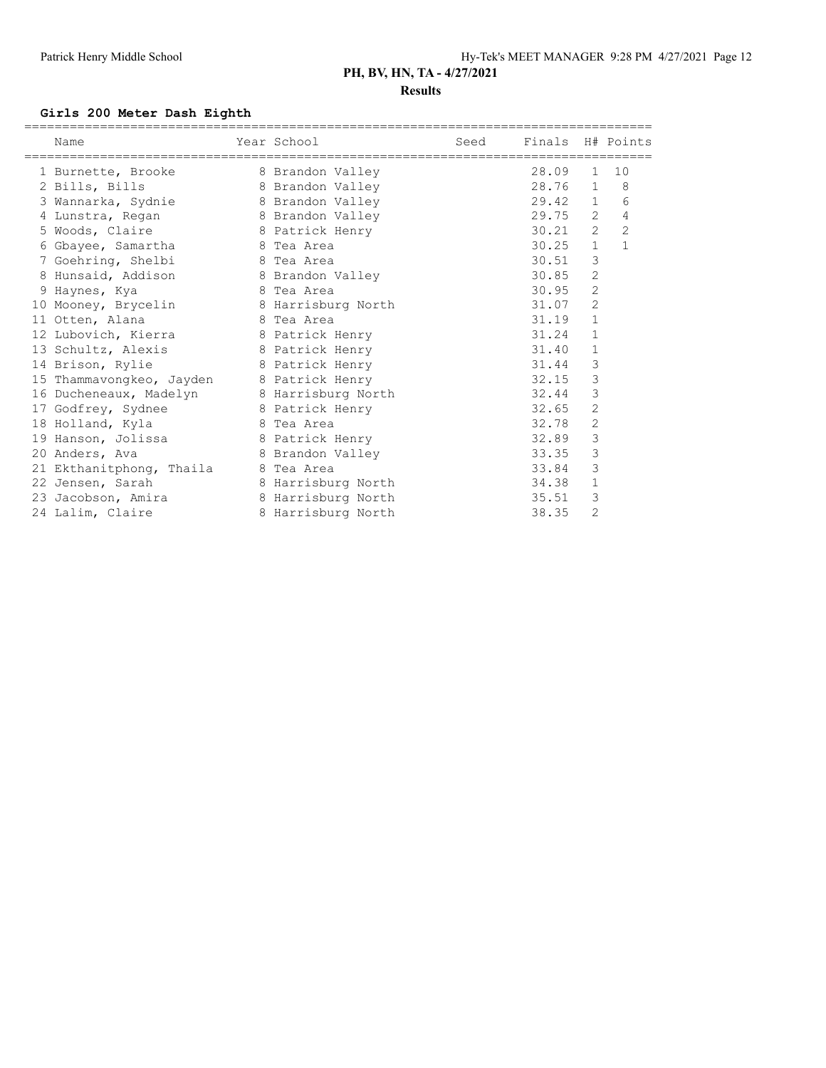PH, BV, HN, TA - 4/27/2021

**Results**

### Girls 200 Meter Dash Eighth

| | Name | Year | School | Seed | Finals | H# | Points |
|---|---|---|---|---|---|---|---|
| 1 | Burnette, Brooke | 8 | Brandon Valley | | 28.09 | 1 | 10 |
| 2 | Bills, Bills | 8 | Brandon Valley | | 28.76 | 1 | 8 |
| 3 | Wannarka, Sydnie | 8 | Brandon Valley | | 29.42 | 1 | 6 |
| 4 | Lunstra, Regan | 8 | Brandon Valley | | 29.75 | 2 | 4 |
| 5 | Woods, Claire | 8 | Patrick Henry | | 30.21 | 2 | 2 |
| 6 | Gbayee, Samartha | 8 | Tea Area | | 30.25 | 1 | 1 |
| 7 | Goehring, Shelbi | 8 | Tea Area | | 30.51 | 3 | |
| 8 | Hunsaid, Addison | 8 | Brandon Valley | | 30.85 | 2 | |
| 9 | Haynes, Kya | 8 | Tea Area | | 30.95 | 2 | |
| 10 | Mooney, Brycelin | 8 | Harrisburg North | | 31.07 | 2 | |
| 11 | Otten, Alana | 8 | Tea Area | | 31.19 | 1 | |
| 12 | Lubovich, Kierra | 8 | Patrick Henry | | 31.24 | 1 | |
| 13 | Schultz, Alexis | 8 | Patrick Henry | | 31.40 | 1 | |
| 14 | Brison, Rylie | 8 | Patrick Henry | | 31.44 | 3 | |
| 15 | Thammavongkeo, Jayden | 8 | Patrick Henry | | 32.15 | 3 | |
| 16 | Ducheneaux, Madelyn | 8 | Harrisburg North | | 32.44 | 3 | |
| 17 | Godfrey, Sydnee | 8 | Patrick Henry | | 32.65 | 2 | |
| 18 | Holland, Kyla | 8 | Tea Area | | 32.78 | 2 | |
| 19 | Hanson, Jolissa | 8 | Patrick Henry | | 32.89 | 3 | |
| 20 | Anders, Ava | 8 | Brandon Valley | | 33.35 | 3 | |
| 21 | Ekthanitphong, Thaila | 8 | Tea Area | | 33.84 | 3 | |
| 22 | Jensen, Sarah | 8 | Harrisburg North | | 34.38 | 1 | |
| 23 | Jacobson, Amira | 8 | Harrisburg North | | 35.51 | 3 | |
| 24 | Lalim, Claire | 8 | Harrisburg North | | 38.35 | 2 | |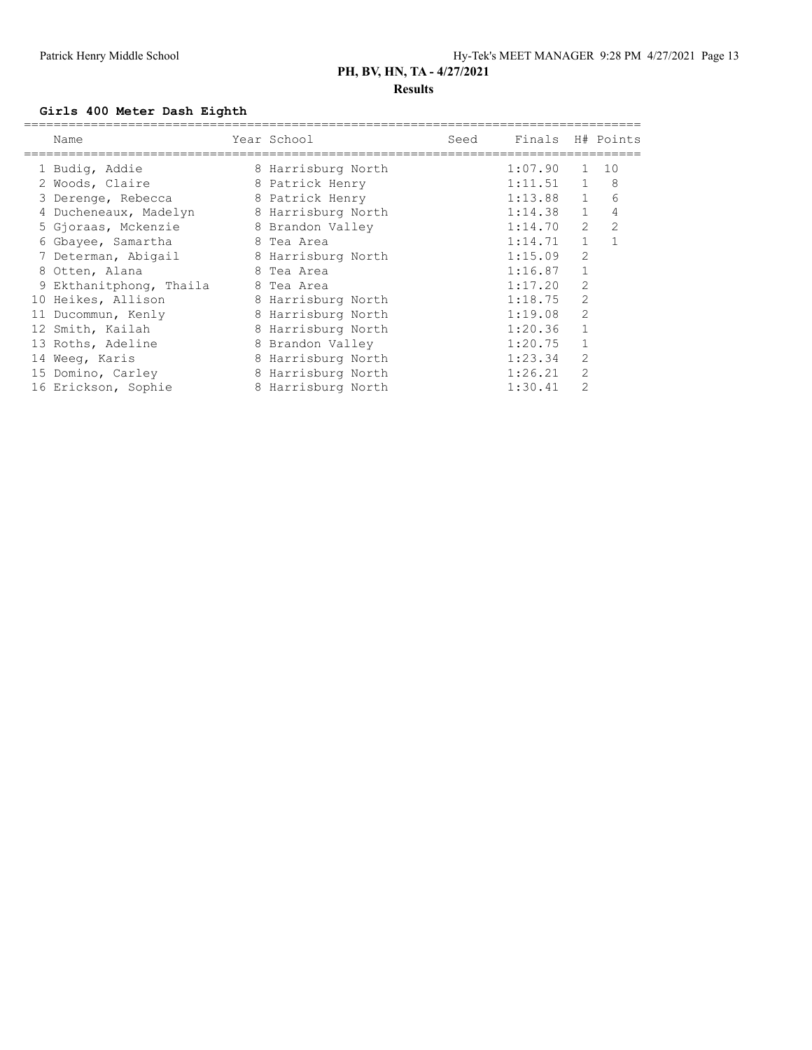# PH, BV, HN, TA - 4/27/2021

## Results

### Girls 400 Meter Dash Eighth

| | Name | Year | School | Seed | Finals | H# | Points |
|---|---|---|---|---|---|---|---|
| 1 | Budig, Addie | 8 | Harrisburg North | | 1:07.90 | 1 | 10 |
| 2 | Woods, Claire | 8 | Patrick Henry | | 1:11.51 | 1 | 8 |
| 3 | Derenge, Rebecca | 8 | Patrick Henry | | 1:13.88 | 1 | 6 |
| 4 | Ducheneaux, Madelyn | 8 | Harrisburg North | | 1:14.38 | 1 | 4 |
| 5 | Gjoraas, Mckenzie | 8 | Brandon Valley | | 1:14.70 | 2 | 2 |
| 6 | Gbayee, Samartha | 8 | Tea Area | | 1:14.71 | 1 | 1 |
| 7 | Determan, Abigail | 8 | Harrisburg North | | 1:15.09 | 2 | |
| 8 | Otten, Alana | 8 | Tea Area | | 1:16.87 | 1 | |
| 9 | Ekthanitphong, Thaila | 8 | Tea Area | | 1:17.20 | 2 | |
| 10 | Heikes, Allison | 8 | Harrisburg North | | 1:18.75 | 2 | |
| 11 | Ducommun, Kenly | 8 | Harrisburg North | | 1:19.08 | 2 | |
| 12 | Smith, Kailah | 8 | Harrisburg North | | 1:20.36 | 1 | |
| 13 | Roths, Adeline | 8 | Brandon Valley | | 1:20.75 | 1 | |
| 14 | Weeg, Karis | 8 | Harrisburg North | | 1:23.34 | 2 | |
| 15 | Domino, Carley | 8 | Harrisburg North | | 1:26.21 | 2 | |
| 16 | Erickson, Sophie | 8 | Harrisburg North | | 1:30.41 | 2 | |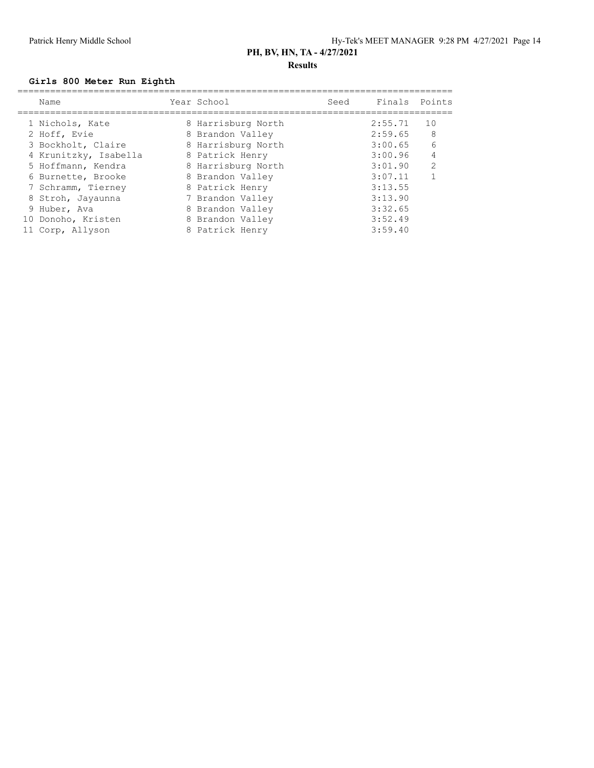# PH, BV, HN, TA - 4/27/2021

## Results

### Girls 800 Meter Run Eighth

| | Name | Year | School | Seed | Finals | Points |
|---|---|---|---|---|---|---|
| 1 | Nichols, Kate | 8 | Harrisburg North | | 2:55.71 | 10 |
| 2 | Hoff, Evie | 8 | Brandon Valley | | 2:59.65 | 8 |
| 3 | Bockholt, Claire | 8 | Harrisburg North | | 3:00.65 | 6 |
| 4 | Krunitzky, Isabella | 8 | Patrick Henry | | 3:00.96 | 4 |
| 5 | Hoffmann, Kendra | 8 | Harrisburg North | | 3:01.90 | 2 |
| 6 | Burnette, Brooke | 8 | Brandon Valley | | 3:07.11 | 1 |
| 7 | Schramm, Tierney | 8 | Patrick Henry | | 3:13.55 | |
| 8 | Stroh, Jayaunna | 7 | Brandon Valley | | 3:13.90 | |
| 9 | Huber, Ava | 8 | Brandon Valley | | 3:32.65 | |
| 10 | Donoho, Kristen | 8 | Brandon Valley | | 3:52.49 | |
| 11 | Corp, Allyson | 8 | Patrick Henry | | 3:59.40 | |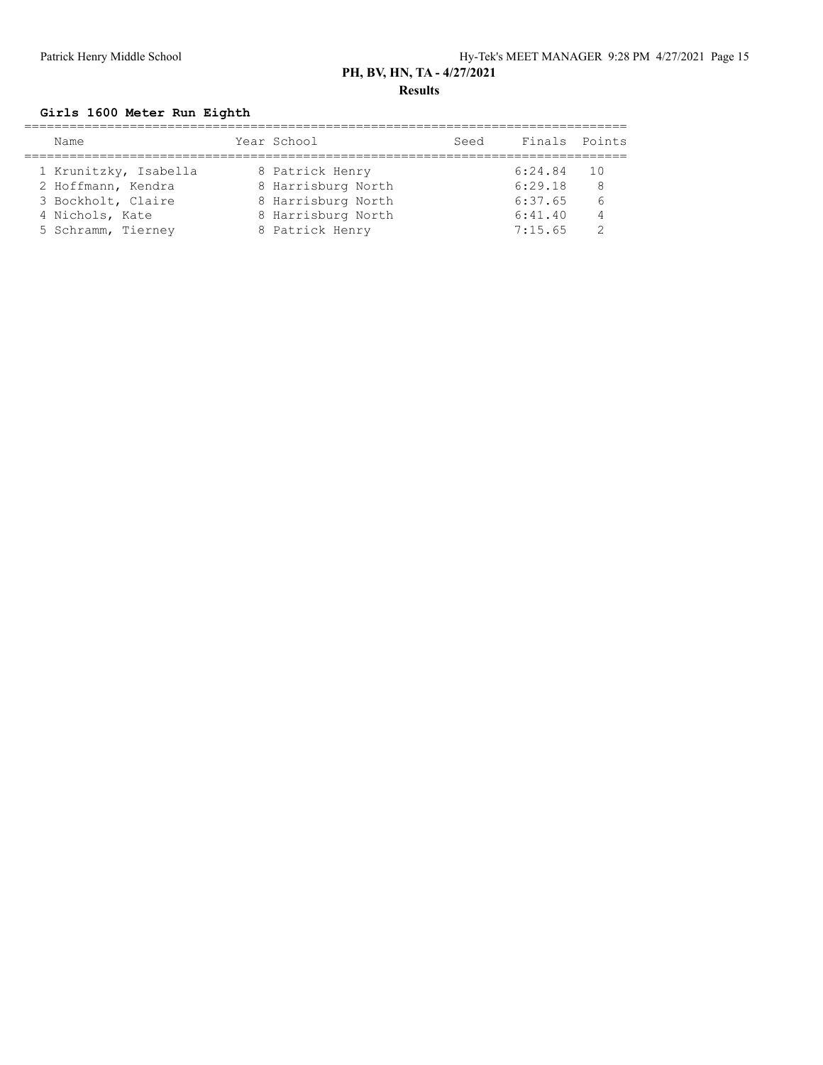## PH, BV, HN, TA - 4/27/2021

### Results

**Girls 1600 Meter Run Eighth**

| | Name | Year | School | Seed | Finals | Points |
|---|---|---|---|---|---|---|
| 1 | Krunitzky, Isabella | 8 | Patrick Henry | | 6:24.84 | 10 |
| 2 | Hoffmann, Kendra | 8 | Harrisburg North | | 6:29.18 | 8 |
| 3 | Bockholt, Claire | 8 | Harrisburg North | | 6:37.65 | 6 |
| 4 | Nichols, Kate | 8 | Harrisburg North | | 6:41.40 | 4 |
| 5 | Schramm, Tierney | 8 | Patrick Henry | | 7:15.65 | 2 |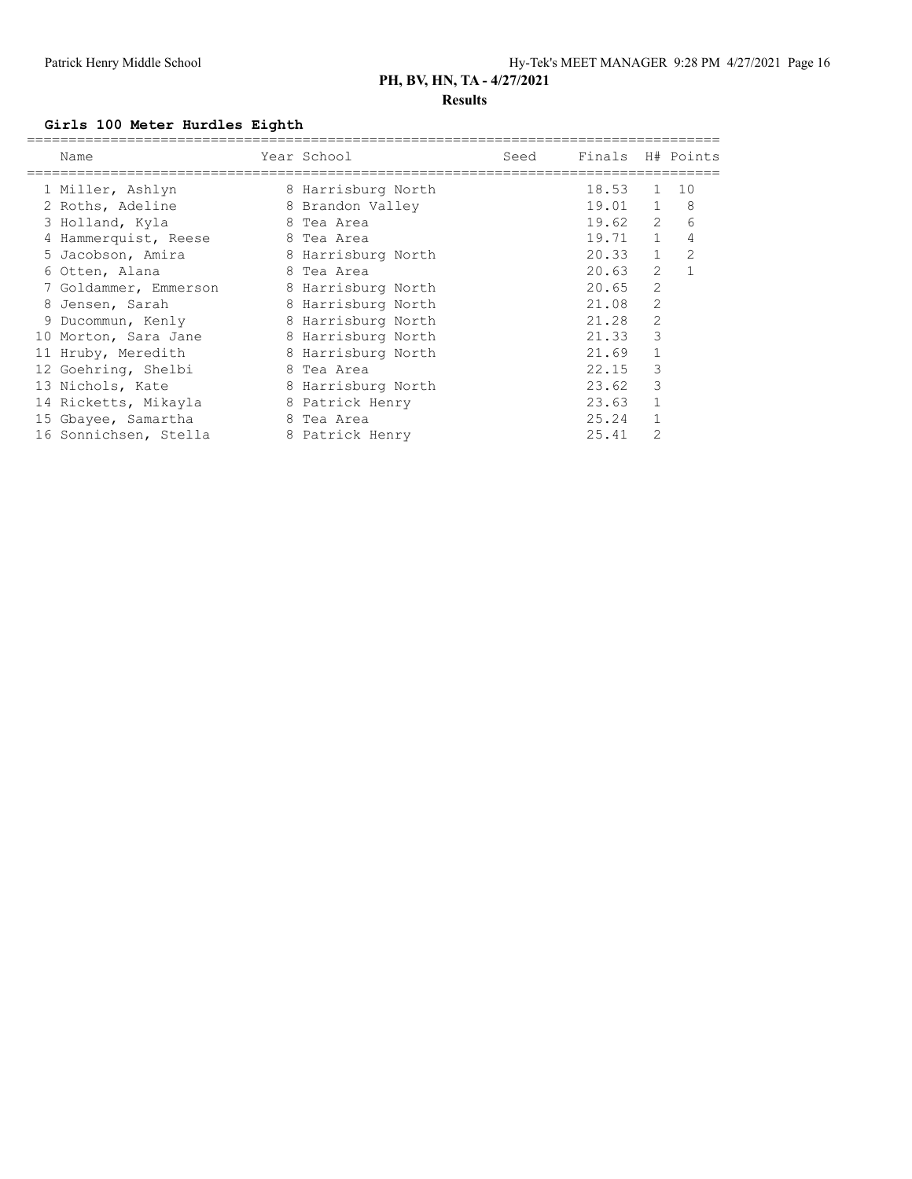## PH, BV, HN, TA - 4/27/2021

### Results

**Girls 100 Meter Hurdles Eighth**

| | Name | Year | School | Seed | Finals | H# | Points |
|---|---|---|---|---|---|---|---|
| 1 | Miller, Ashlyn | 8 | Harrisburg North | | 18.53 | 1 | 10 |
| 2 | Roths, Adeline | 8 | Brandon Valley | | 19.01 | 1 | 8 |
| 3 | Holland, Kyla | 8 | Tea Area | | 19.62 | 2 | 6 |
| 4 | Hammerquist, Reese | 8 | Tea Area | | 19.71 | 1 | 4 |
| 5 | Jacobson, Amira | 8 | Harrisburg North | | 20.33 | 1 | 2 |
| 6 | Otten, Alana | 8 | Tea Area | | 20.63 | 2 | 1 |
| 7 | Goldammer, Emmerson | 8 | Harrisburg North | | 20.65 | 2 | |
| 8 | Jensen, Sarah | 8 | Harrisburg North | | 21.08 | 2 | |
| 9 | Ducommun, Kenly | 8 | Harrisburg North | | 21.28 | 2 | |
| 10 | Morton, Sara Jane | 8 | Harrisburg North | | 21.33 | 3 | |
| 11 | Hruby, Meredith | 8 | Harrisburg North | | 21.69 | 1 | |
| 12 | Goehring, Shelbi | 8 | Tea Area | | 22.15 | 3 | |
| 13 | Nichols, Kate | 8 | Harrisburg North | | 23.62 | 3 | |
| 14 | Ricketts, Mikayla | 8 | Patrick Henry | | 23.63 | 1 | |
| 15 | Gbayee, Samartha | 8 | Tea Area | | 25.24 | 1 | |
| 16 | Sonnichsen, Stella | 8 | Patrick Henry | | 25.41 | 2 | |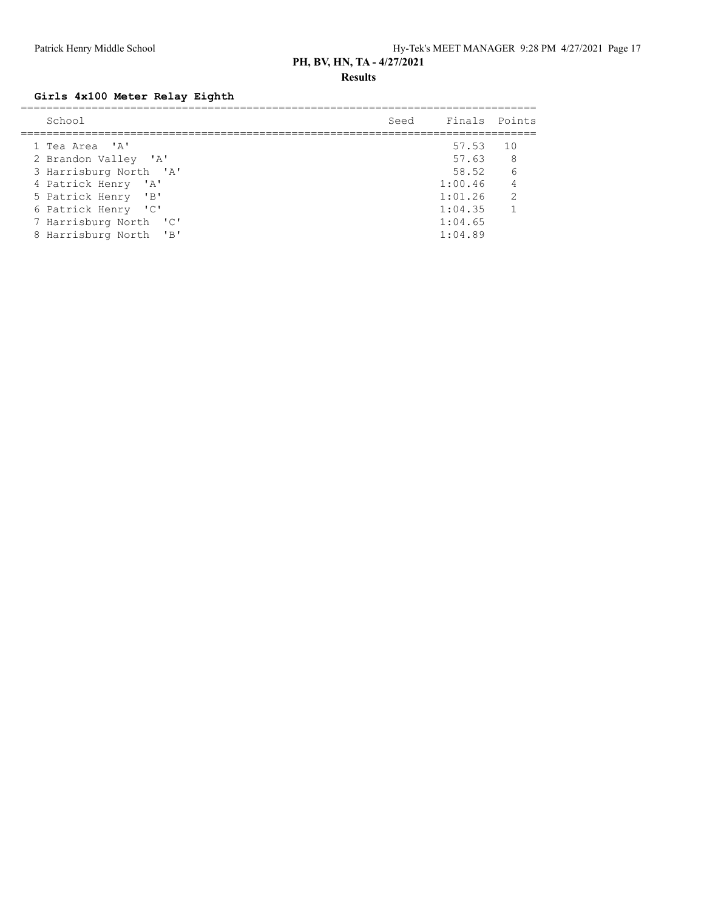## PH, BV, HN, TA - 4/27/2021

### Results

**Girls 4x100 Meter Relay Eighth**

| | School | Seed | Finals | Points |
|---|---|---|---|---|
| 1 | Tea Area 'A' | | 57.53 | 10 |
| 2 | Brandon Valley 'A' | | 57.63 | 8 |
| 3 | Harrisburg North 'A' | | 58.52 | 6 |
| 4 | Patrick Henry 'A' | | 1:00.46 | 4 |
| 5 | Patrick Henry 'B' | | 1:01.26 | 2 |
| 6 | Patrick Henry 'C' | | 1:04.35 | 1 |
| 7 | Harrisburg North 'C' | | 1:04.65 | |
| 8 | Harrisburg North 'B' | | 1:04.89 | |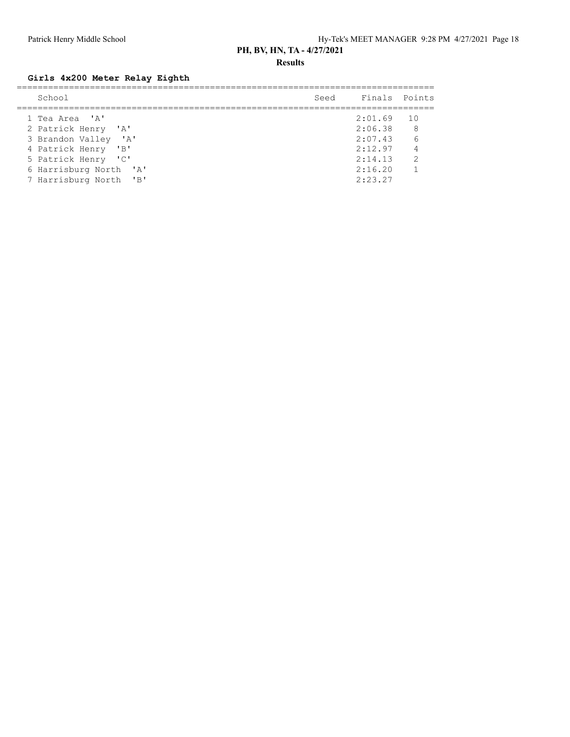## PH, BV, HN, TA - 4/27/2021

### Results

**Girls 4x200 Meter Relay Eighth**

| | School | Seed | Finals | Points |
|---|---|---|---|---|
| 1 | Tea Area 'A' | | 2:01.69 | 10 |
| 2 | Patrick Henry 'A' | | 2:06.38 | 8 |
| 3 | Brandon Valley 'A' | | 2:07.43 | 6 |
| 4 | Patrick Henry 'B' | | 2:12.97 | 4 |
| 5 | Patrick Henry 'C' | | 2:14.13 | 2 |
| 6 | Harrisburg North 'A' | | 2:16.20 | 1 |
| 7 | Harrisburg North 'B' | | 2:23.27 | |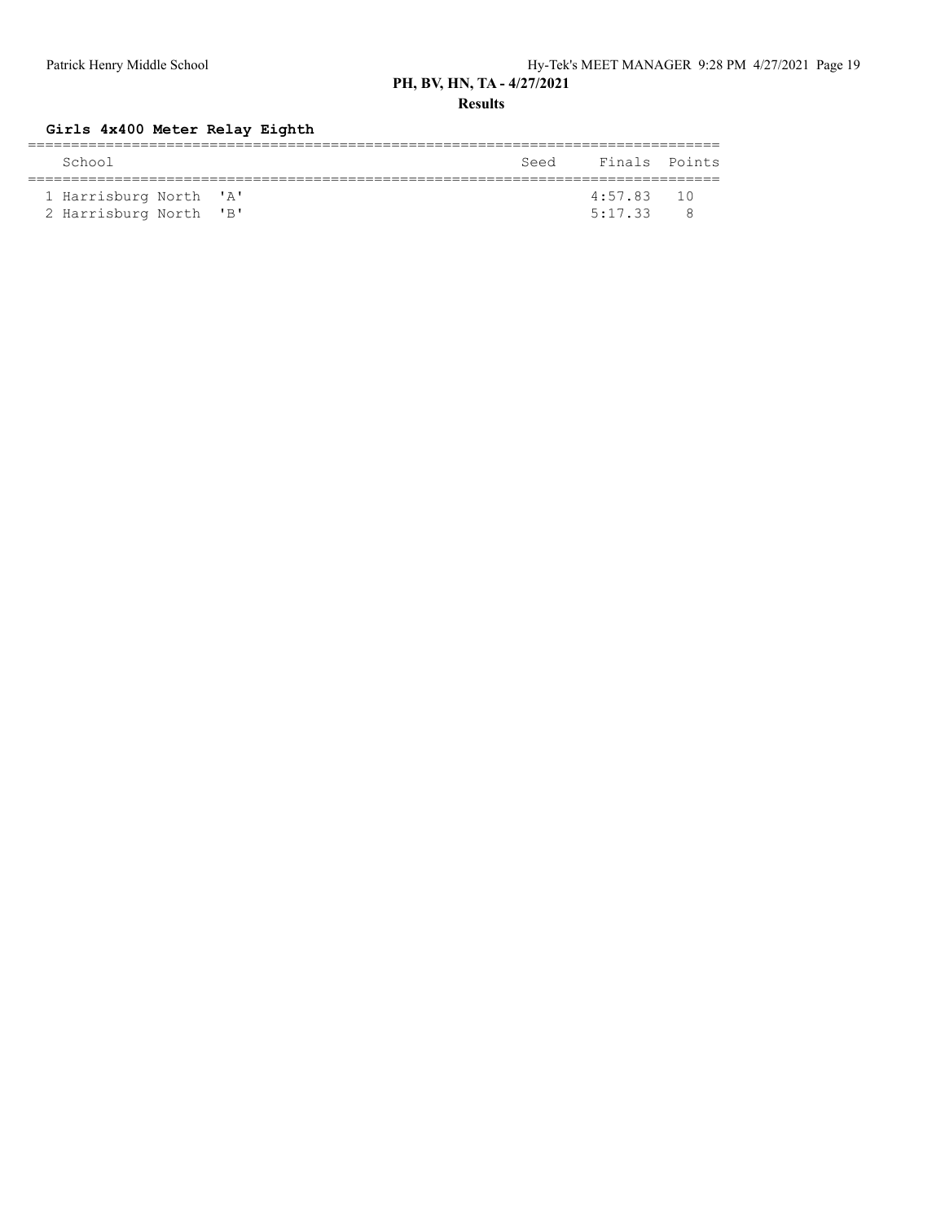## PH, BV, HN, TA - 4/27/2021

### Results

**Girls 4x400 Meter Relay Eighth**

| | School | Seed | Finals | Points |
|---|---|---|---|---|
| 1 | Harrisburg North 'A' | | 4:57.83 | 10 |
| 2 | Harrisburg North 'B' | | 5:17.33 | 8 |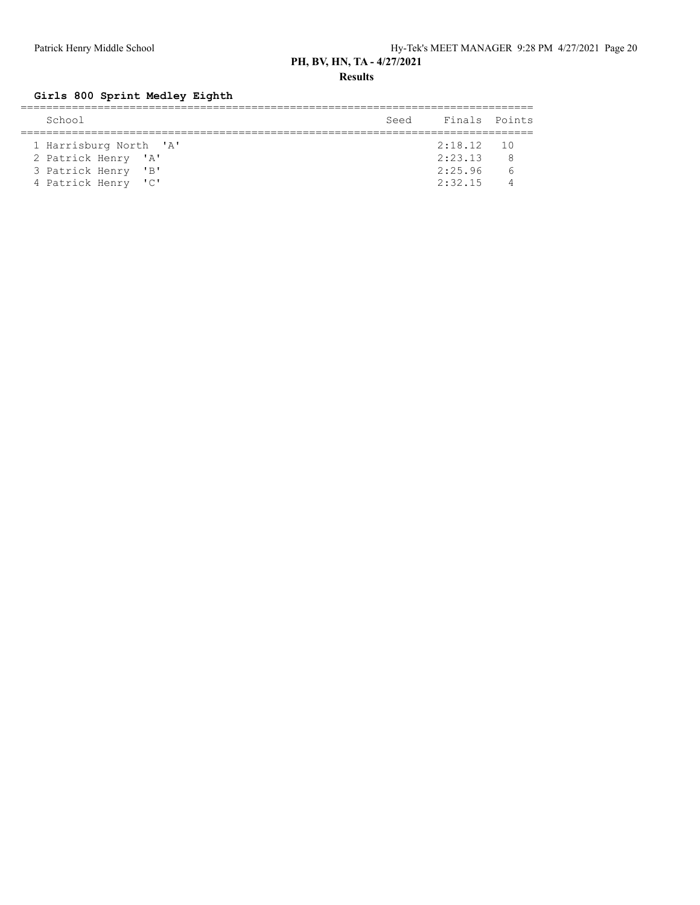## PH, BV, HN, TA - 4/27/2021

### Results

#### Girls 800 Sprint Medley Eighth

| | School | Seed | Finals | Points |
|---|---|---|---|---|
| 1 | Harrisburg North 'A' | | 2:18.12 | 10 |
| 2 | Patrick Henry 'A' | | 2:23.13 | 8 |
| 3 | Patrick Henry 'B' | | 2:25.96 | 6 |
| 4 | Patrick Henry 'C' | | 2:32.15 | 4 |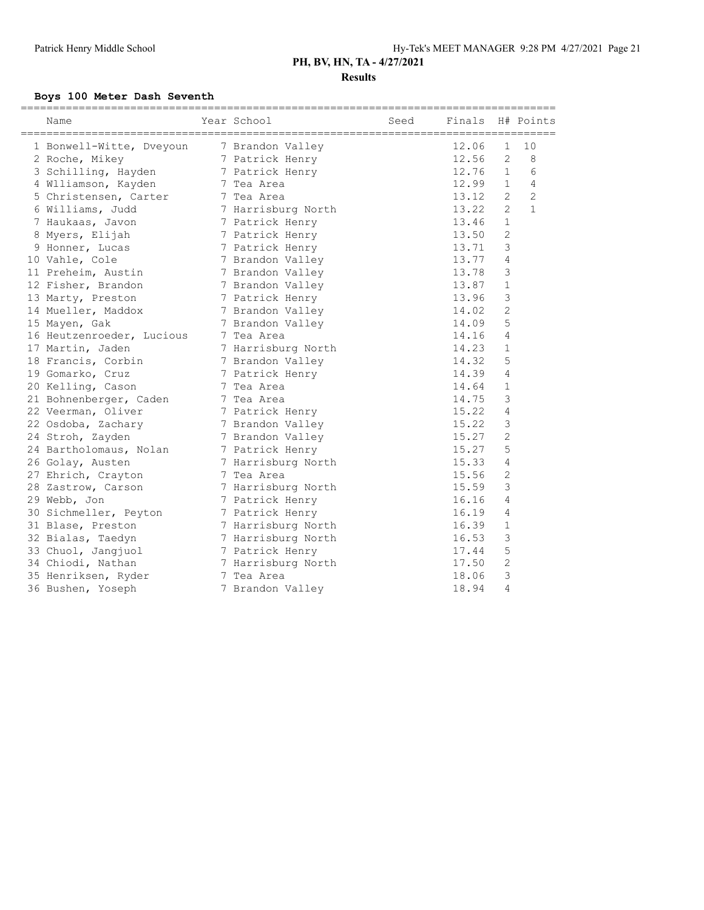## PH, BV, HN, TA - 4/27/2021

### Results

**Boys 100 Meter Dash Seventh**

| | Name | Year | School | Seed | Finals | H# | Points |
|---|---|---|---|---|---|---|---|
| 1 | Bonwell-Witte, Dveyoun | 7 | Brandon Valley | | 12.06 | 1 | 10 |
| 2 | Roche, Mikey | 7 | Patrick Henry | | 12.56 | 2 | 8 |
| 3 | Schilling, Hayden | 7 | Patrick Henry | | 12.76 | 1 | 6 |
| 4 | Wlliamson, Kayden | 7 | Tea Area | | 12.99 | 1 | 4 |
| 5 | Christensen, Carter | 7 | Tea Area | | 13.12 | 2 | 2 |
| 6 | Williams, Judd | 7 | Harrisburg North | | 13.22 | 2 | 1 |
| 7 | Haukaas, Javon | 7 | Patrick Henry | | 13.46 | 1 | |
| 8 | Myers, Elijah | 7 | Patrick Henry | | 13.50 | 2 | |
| 9 | Honner, Lucas | 7 | Patrick Henry | | 13.71 | 3 | |
| 10 | Vahle, Cole | 7 | Brandon Valley | | 13.77 | 4 | |
| 11 | Preheim, Austin | 7 | Brandon Valley | | 13.78 | 3 | |
| 12 | Fisher, Brandon | 7 | Brandon Valley | | 13.87 | 1 | |
| 13 | Marty, Preston | 7 | Patrick Henry | | 13.96 | 3 | |
| 14 | Mueller, Maddox | 7 | Brandon Valley | | 14.02 | 2 | |
| 15 | Mayen, Gak | 7 | Brandon Valley | | 14.09 | 5 | |
| 16 | Heutzenroeder, Lucious | 7 | Tea Area | | 14.16 | 4 | |
| 17 | Martin, Jaden | 7 | Harrisburg North | | 14.23 | 1 | |
| 18 | Francis, Corbin | 7 | Brandon Valley | | 14.32 | 5 | |
| 19 | Gomarko, Cruz | 7 | Patrick Henry | | 14.39 | 4 | |
| 20 | Kelling, Cason | 7 | Tea Area | | 14.64 | 1 | |
| 21 | Bohnenberger, Caden | 7 | Tea Area | | 14.75 | 3 | |
| 22 | Veerman, Oliver | 7 | Patrick Henry | | 15.22 | 4 | |
| 22 | Osdoba, Zachary | 7 | Brandon Valley | | 15.22 | 3 | |
| 24 | Stroh, Zayden | 7 | Brandon Valley | | 15.27 | 2 | |
| 24 | Bartholomaus, Nolan | 7 | Patrick Henry | | 15.27 | 5 | |
| 26 | Golay, Austen | 7 | Harrisburg North | | 15.33 | 4 | |
| 27 | Ehrich, Crayton | 7 | Tea Area | | 15.56 | 2 | |
| 28 | Zastrow, Carson | 7 | Harrisburg North | | 15.59 | 3 | |
| 29 | Webb, Jon | 7 | Patrick Henry | | 16.16 | 4 | |
| 30 | Sichmeller, Peyton | 7 | Patrick Henry | | 16.19 | 4 | |
| 31 | Blase, Preston | 7 | Harrisburg North | | 16.39 | 1 | |
| 32 | Bialas, Taedyn | 7 | Harrisburg North | | 16.53 | 3 | |
| 33 | Chuol, Jangjuol | 7 | Patrick Henry | | 17.44 | 5 | |
| 34 | Chiodi, Nathan | 7 | Harrisburg North | | 17.50 | 2 | |
| 35 | Henriksen, Ryder | 7 | Tea Area | | 18.06 | 3 | |
| 36 | Bushen, Yoseph | 7 | Brandon Valley | | 18.94 | 4 | |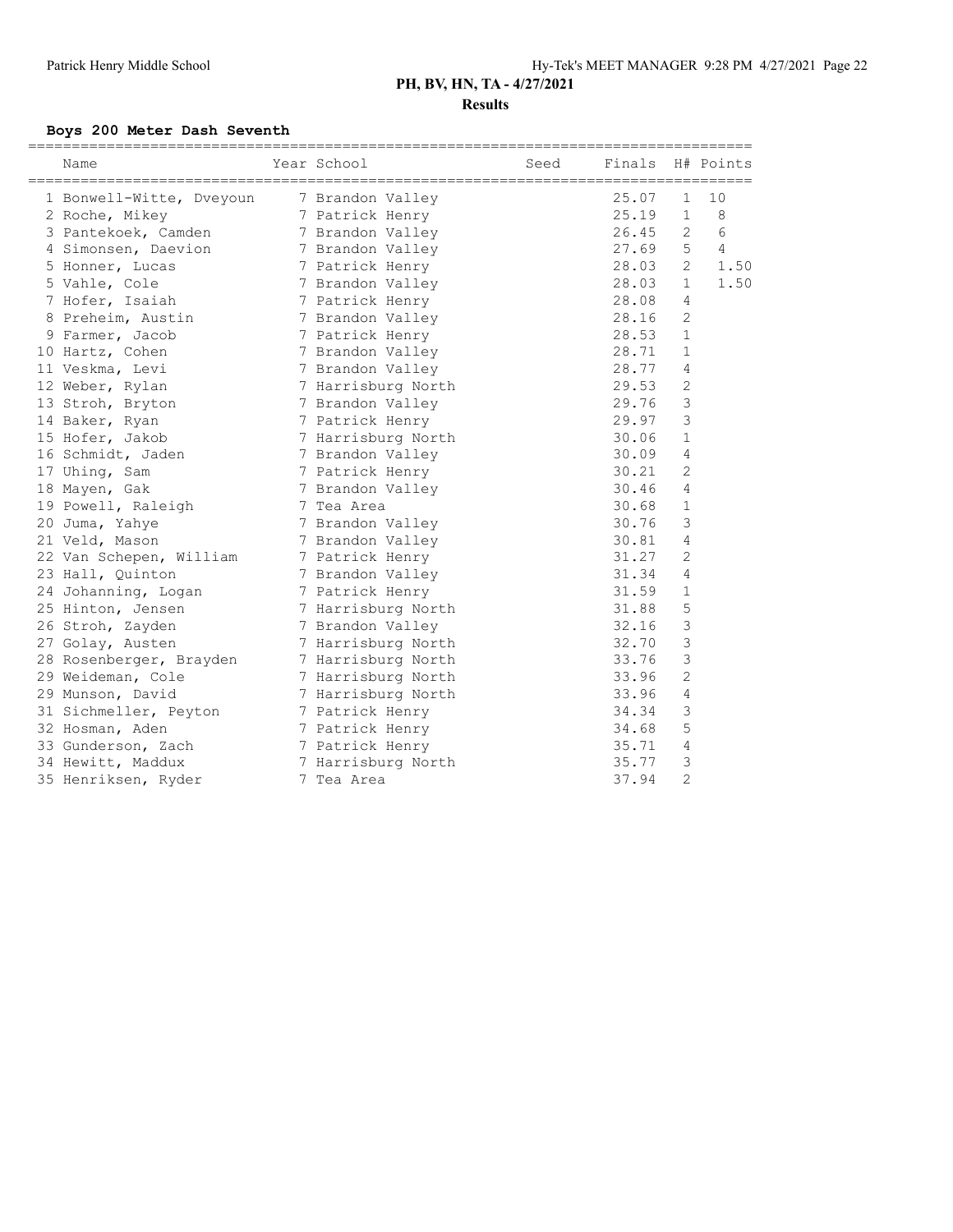## PH, BV, HN, TA - 4/27/2021

### Results

**Boys 200 Meter Dash Seventh**

| | Name | Year | School | Seed | Finals | H# | Points |
|---|---|---|---|---|---|---|---|
| 1 | Bonwell-Witte, Dveyoun | 7 | Brandon Valley | | 25.07 | 1 | 10 |
| 2 | Roche, Mikey | 7 | Patrick Henry | | 25.19 | 1 | 8 |
| 3 | Pantekoek, Camden | 7 | Brandon Valley | | 26.45 | 2 | 6 |
| 4 | Simonsen, Daevion | 7 | Brandon Valley | | 27.69 | 5 | 4 |
| 5 | Honner, Lucas | 7 | Patrick Henry | | 28.03 | 2 | 1.50 |
| 5 | Vahle, Cole | 7 | Brandon Valley | | 28.03 | 1 | 1.50 |
| 7 | Hofer, Isaiah | 7 | Patrick Henry | | 28.08 | 4 | |
| 8 | Preheim, Austin | 7 | Brandon Valley | | 28.16 | 2 | |
| 9 | Farmer, Jacob | 7 | Patrick Henry | | 28.53 | 1 | |
| 10 | Hartz, Cohen | 7 | Brandon Valley | | 28.71 | 1 | |
| 11 | Veskma, Levi | 7 | Brandon Valley | | 28.77 | 4 | |
| 12 | Weber, Rylan | 7 | Harrisburg North | | 29.53 | 2 | |
| 13 | Stroh, Bryton | 7 | Brandon Valley | | 29.76 | 3 | |
| 14 | Baker, Ryan | 7 | Patrick Henry | | 29.97 | 3 | |
| 15 | Hofer, Jakob | 7 | Harrisburg North | | 30.06 | 1 | |
| 16 | Schmidt, Jaden | 7 | Brandon Valley | | 30.09 | 4 | |
| 17 | Uhing, Sam | 7 | Patrick Henry | | 30.21 | 2 | |
| 18 | Mayen, Gak | 7 | Brandon Valley | | 30.46 | 4 | |
| 19 | Powell, Raleigh | 7 | Tea Area | | 30.68 | 1 | |
| 20 | Juma, Yahye | 7 | Brandon Valley | | 30.76 | 3 | |
| 21 | Veld, Mason | 7 | Brandon Valley | | 30.81 | 4 | |
| 22 | Van Schepen, William | 7 | Patrick Henry | | 31.27 | 2 | |
| 23 | Hall, Quinton | 7 | Brandon Valley | | 31.34 | 4 | |
| 24 | Johanning, Logan | 7 | Patrick Henry | | 31.59 | 1 | |
| 25 | Hinton, Jensen | 7 | Harrisburg North | | 31.88 | 5 | |
| 26 | Stroh, Zayden | 7 | Brandon Valley | | 32.16 | 3 | |
| 27 | Golay, Austen | 7 | Harrisburg North | | 32.70 | 3 | |
| 28 | Rosenberger, Brayden | 7 | Harrisburg North | | 33.76 | 3 | |
| 29 | Weideman, Cole | 7 | Harrisburg North | | 33.96 | 2 | |
| 29 | Munson, David | 7 | Harrisburg North | | 33.96 | 4 | |
| 31 | Sichmeller, Peyton | 7 | Patrick Henry | | 34.34 | 3 | |
| 32 | Hosman, Aden | 7 | Patrick Henry | | 34.68 | 5 | |
| 33 | Gunderson, Zach | 7 | Patrick Henry | | 35.71 | 4 | |
| 34 | Hewitt, Maddux | 7 | Harrisburg North | | 35.77 | 3 | |
| 35 | Henriksen, Ryder | 7 | Tea Area | | 37.94 | 2 | |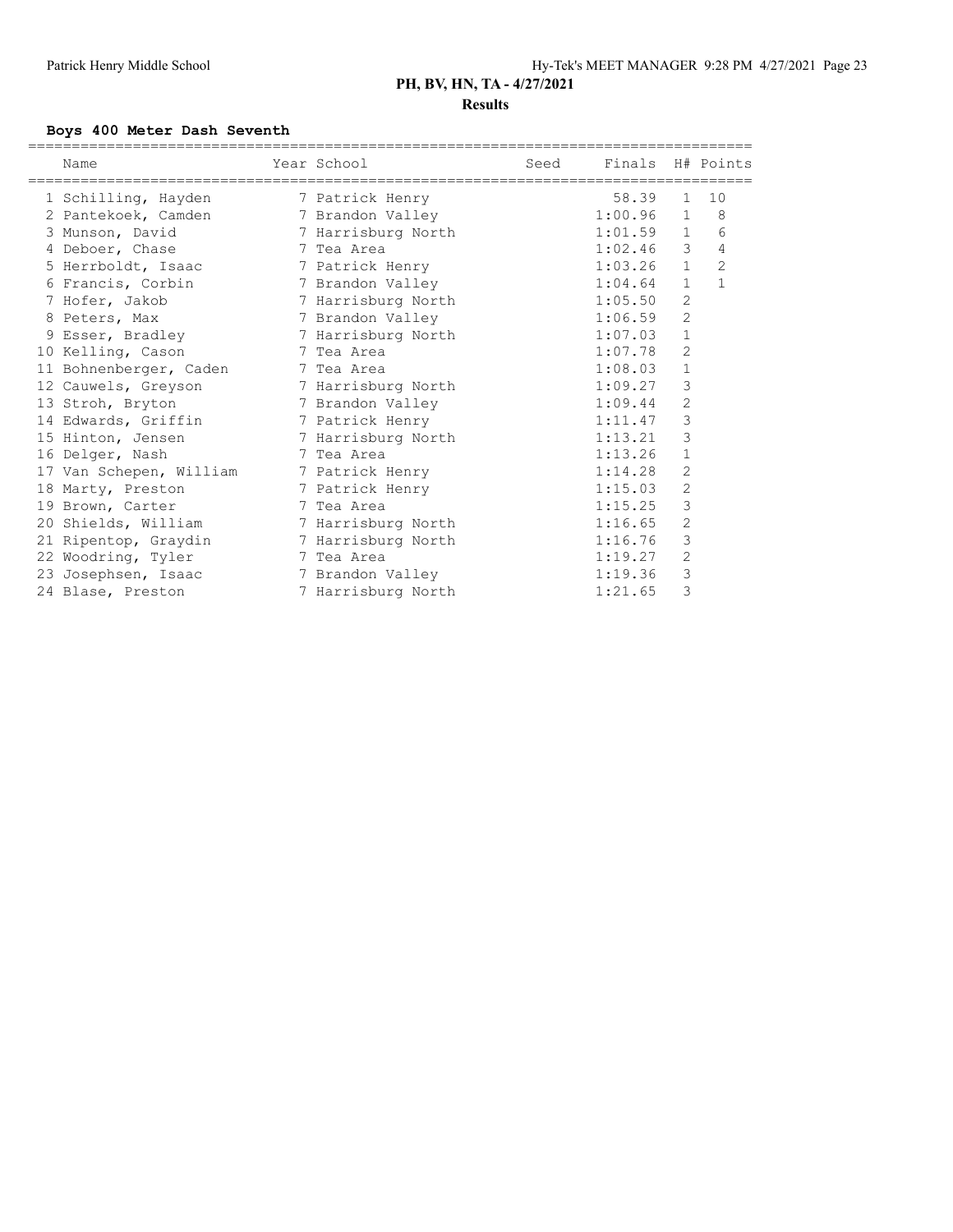## PH, BV, HN, TA - 4/27/2021

### Results

**Boys 400 Meter Dash Seventh**

| | Name | Year | School | Seed | Finals | H# | Points |
|---|---|---|---|---|---|---|---|
| 1 | Schilling, Hayden | 7 | Patrick Henry | | 58.39 | 1 | 10 |
| 2 | Pantekoek, Camden | 7 | Brandon Valley | | 1:00.96 | 1 | 8 |
| 3 | Munson, David | 7 | Harrisburg North | | 1:01.59 | 1 | 6 |
| 4 | Deboer, Chase | 7 | Tea Area | | 1:02.46 | 3 | 4 |
| 5 | Herrboldt, Isaac | 7 | Patrick Henry | | 1:03.26 | 1 | 2 |
| 6 | Francis, Corbin | 7 | Brandon Valley | | 1:04.64 | 1 | 1 |
| 7 | Hofer, Jakob | 7 | Harrisburg North | | 1:05.50 | 2 | |
| 8 | Peters, Max | 7 | Brandon Valley | | 1:06.59 | 2 | |
| 9 | Esser, Bradley | 7 | Harrisburg North | | 1:07.03 | 1 | |
| 10 | Kelling, Cason | 7 | Tea Area | | 1:07.78 | 2 | |
| 11 | Bohnenberger, Caden | 7 | Tea Area | | 1:08.03 | 1 | |
| 12 | Cauwels, Greyson | 7 | Harrisburg North | | 1:09.27 | 3 | |
| 13 | Stroh, Bryton | 7 | Brandon Valley | | 1:09.44 | 2 | |
| 14 | Edwards, Griffin | 7 | Patrick Henry | | 1:11.47 | 3 | |
| 15 | Hinton, Jensen | 7 | Harrisburg North | | 1:13.21 | 3 | |
| 16 | Delger, Nash | 7 | Tea Area | | 1:13.26 | 1 | |
| 17 | Van Schepen, William | 7 | Patrick Henry | | 1:14.28 | 2 | |
| 18 | Marty, Preston | 7 | Patrick Henry | | 1:15.03 | 2 | |
| 19 | Brown, Carter | 7 | Tea Area | | 1:15.25 | 3 | |
| 20 | Shields, William | 7 | Harrisburg North | | 1:16.65 | 2 | |
| 21 | Ripentop, Graydin | 7 | Harrisburg North | | 1:16.76 | 3 | |
| 22 | Woodring, Tyler | 7 | Tea Area | | 1:19.27 | 2 | |
| 23 | Josephsen, Isaac | 7 | Brandon Valley | | 1:19.36 | 3 | |
| 24 | Blase, Preston | 7 | Harrisburg North | | 1:21.65 | 3 | |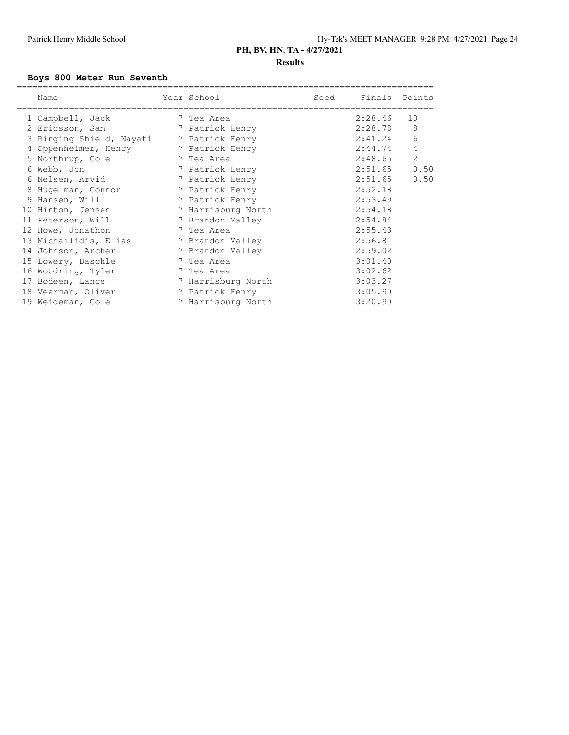**PH, BV, HN, TA - 4/27/2021**

**Results**

### Boys 800 Meter Run Seventh

| Name | Year | School | Seed | Finals | Points |
|---|---|---|---|---|---|
| 1 Campbell, Jack | 7 | Tea Area | | 2:28.46 | 10 |
| 2 Ericsson, Sam | 7 | Patrick Henry | | 2:28.78 | 8 |
| 3 Ringing Shield, Nayati | 7 | Patrick Henry | | 2:41.24 | 6 |
| 4 Oppenheimer, Henry | 7 | Patrick Henry | | 2:44.74 | 4 |
| 5 Northrup, Cole | 7 | Tea Area | | 2:48.65 | 2 |
| 6 Webb, Jon | 7 | Patrick Henry | | 2:51.65 | 0.50 |
| 6 Nelsen, Arvid | 7 | Patrick Henry | | 2:51.65 | 0.50 |
| 8 Hugelman, Connor | 7 | Patrick Henry | | 2:52.18 | |
| 9 Hansen, Will | 7 | Patrick Henry | | 2:53.49 | |
| 10 Hinton, Jensen | 7 | Harrisburg North | | 2:54.18 | |
| 11 Peterson, Will | 7 | Brandon Valley | | 2:54.84 | |
| 12 Howe, Jonathon | 7 | Tea Area | | 2:55.43 | |
| 13 Michailidis, Elias | 7 | Brandon Valley | | 2:56.81 | |
| 14 Johnson, Archer | 7 | Brandon Valley | | 2:59.02 | |
| 15 Lowery, Daschle | 7 | Tea Area | | 3:01.40 | |
| 16 Woodring, Tyler | 7 | Tea Area | | 3:02.62 | |
| 17 Bodeen, Lance | 7 | Harrisburg North | | 3:03.27 | |
| 18 Veerman, Oliver | 7 | Patrick Henry | | 3:05.90 | |
| 19 Weideman, Cole | 7 | Harrisburg North | | 3:20.90 | |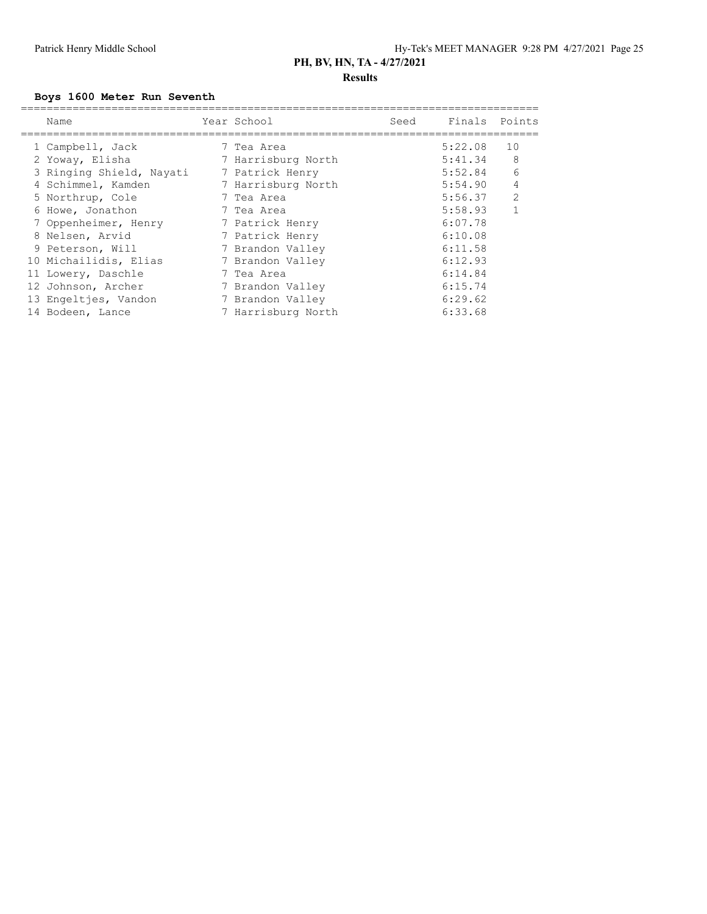# PH, BV, HN, TA - 4/27/2021

## Results

### Boys 1600 Meter Run Seventh

| | Name | Year | School | Seed | Finals | Points |
|---|---|---|---|---|---|---|
| 1 | Campbell, Jack | 7 | Tea Area | | 5:22.08 | 10 |
| 2 | Yoway, Elisha | 7 | Harrisburg North | | 5:41.34 | 8 |
| 3 | Ringing Shield, Nayati | 7 | Patrick Henry | | 5:52.84 | 6 |
| 4 | Schimmel, Kamden | 7 | Harrisburg North | | 5:54.90 | 4 |
| 5 | Northrup, Cole | 7 | Tea Area | | 5:56.37 | 2 |
| 6 | Howe, Jonathon | 7 | Tea Area | | 5:58.93 | 1 |
| 7 | Oppenheimer, Henry | 7 | Patrick Henry | | 6:07.78 | |
| 8 | Nelsen, Arvid | 7 | Patrick Henry | | 6:10.08 | |
| 9 | Peterson, Will | 7 | Brandon Valley | | 6:11.58 | |
| 10 | Michailidis, Elias | 7 | Brandon Valley | | 6:12.93 | |
| 11 | Lowery, Daschle | 7 | Tea Area | | 6:14.84 | |
| 12 | Johnson, Archer | 7 | Brandon Valley | | 6:15.74 | |
| 13 | Engeltjes, Vandon | 7 | Brandon Valley | | 6:29.62 | |
| 14 | Bodeen, Lance | 7 | Harrisburg North | | 6:33.68 | |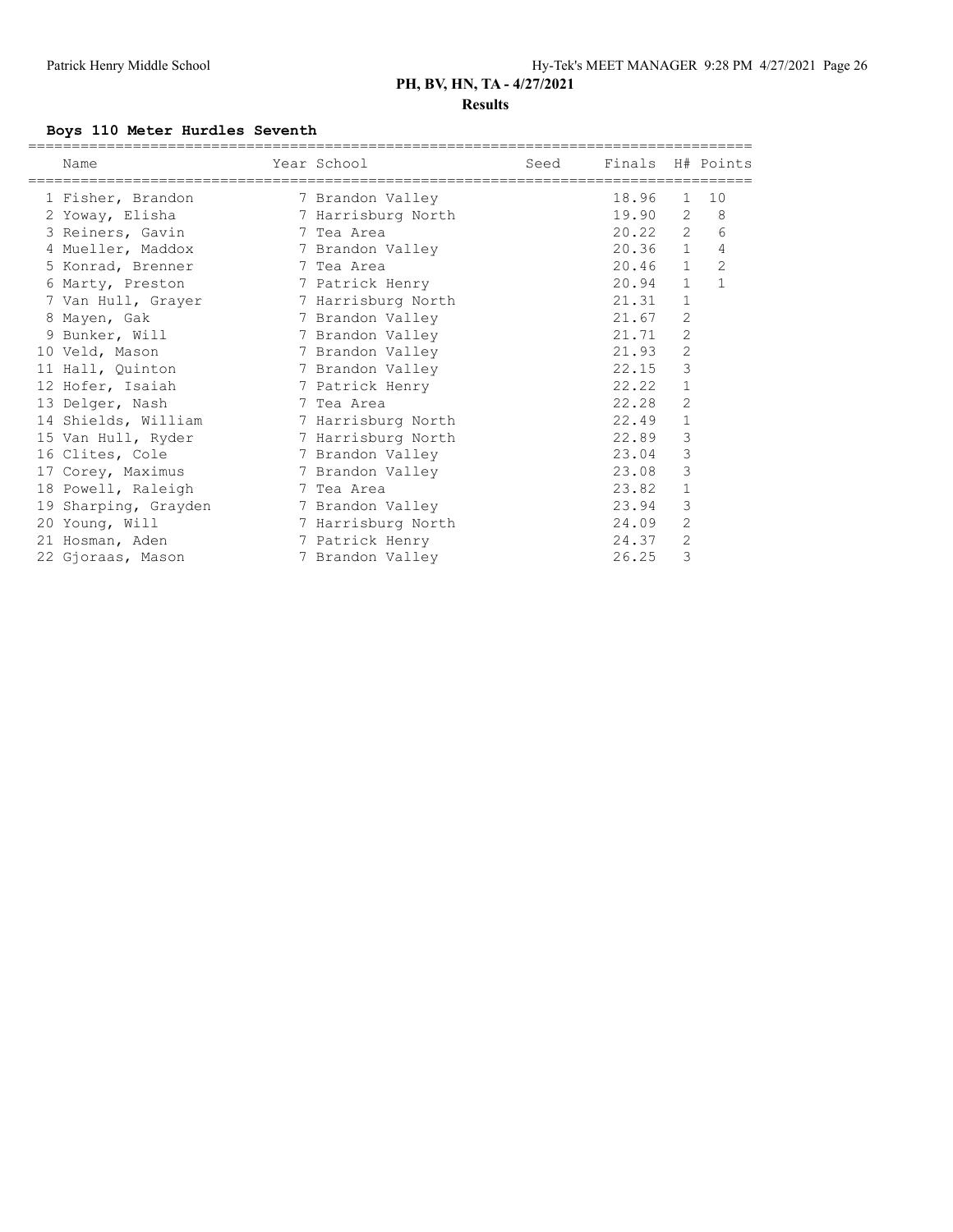## PH, BV, HN, TA - 4/27/2021

### Results

**Boys 110 Meter Hurdles Seventh**

| | Name | Year | School | Seed | Finals | H# | Points |
|---|---|---|---|---|---|---|---|
| 1 | Fisher, Brandon | 7 | Brandon Valley | | 18.96 | 1 | 10 |
| 2 | Yoway, Elisha | 7 | Harrisburg North | | 19.90 | 2 | 8 |
| 3 | Reiners, Gavin | 7 | Tea Area | | 20.22 | 2 | 6 |
| 4 | Mueller, Maddox | 7 | Brandon Valley | | 20.36 | 1 | 4 |
| 5 | Konrad, Brenner | 7 | Tea Area | | 20.46 | 1 | 2 |
| 6 | Marty, Preston | 7 | Patrick Henry | | 20.94 | 1 | 1 |
| 7 | Van Hull, Grayer | 7 | Harrisburg North | | 21.31 | 1 | |
| 8 | Mayen, Gak | 7 | Brandon Valley | | 21.67 | 2 | |
| 9 | Bunker, Will | 7 | Brandon Valley | | 21.71 | 2 | |
| 10 | Veld, Mason | 7 | Brandon Valley | | 21.93 | 2 | |
| 11 | Hall, Quinton | 7 | Brandon Valley | | 22.15 | 3 | |
| 12 | Hofer, Isaiah | 7 | Patrick Henry | | 22.22 | 1 | |
| 13 | Delger, Nash | 7 | Tea Area | | 22.28 | 2 | |
| 14 | Shields, William | 7 | Harrisburg North | | 22.49 | 1 | |
| 15 | Van Hull, Ryder | 7 | Harrisburg North | | 22.89 | 3 | |
| 16 | Clites, Cole | 7 | Brandon Valley | | 23.04 | 3 | |
| 17 | Corey, Maximus | 7 | Brandon Valley | | 23.08 | 3 | |
| 18 | Powell, Raleigh | 7 | Tea Area | | 23.82 | 1 | |
| 19 | Sharping, Grayden | 7 | Brandon Valley | | 23.94 | 3 | |
| 20 | Young, Will | 7 | Harrisburg North | | 24.09 | 2 | |
| 21 | Hosman, Aden | 7 | Patrick Henry | | 24.37 | 2 | |
| 22 | Gjoraas, Mason | 7 | Brandon Valley | | 26.25 | 3 | |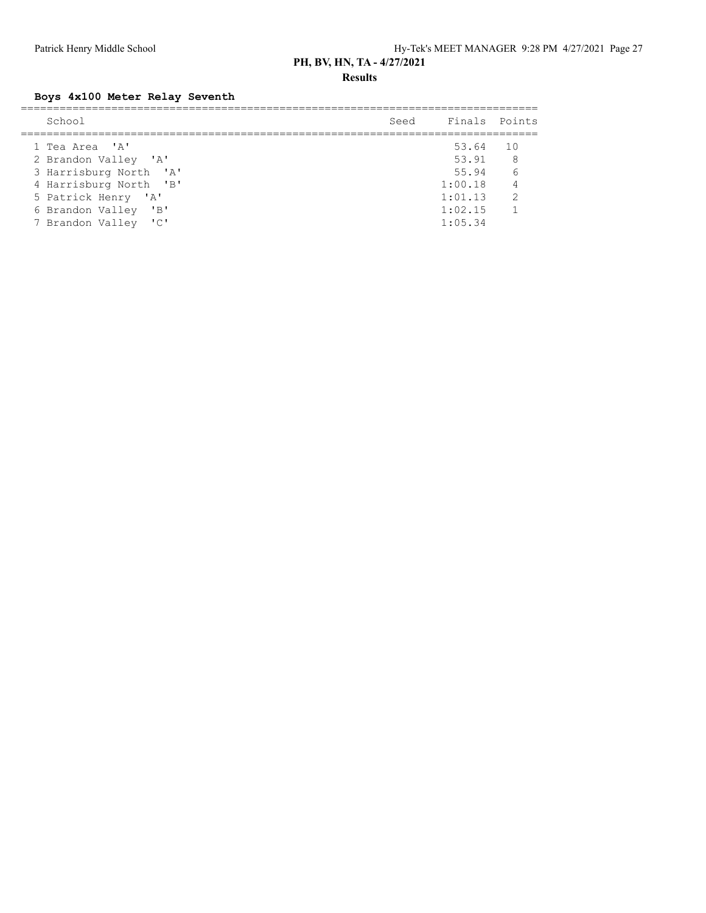**PH, BV, HN, TA - 4/27/2021**

**Results**

### Boys 4x100 Meter Relay Seventh

| | School | Seed | Finals | Points |
|---|---|---|---|---|
| 1 | Tea Area 'A' | | 53.64 | 10 |
| 2 | Brandon Valley 'A' | | 53.91 | 8 |
| 3 | Harrisburg North 'A' | | 55.94 | 6 |
| 4 | Harrisburg North 'B' | | 1:00.18 | 4 |
| 5 | Patrick Henry 'A' | | 1:01.13 | 2 |
| 6 | Brandon Valley 'B' | | 1:02.15 | 1 |
| 7 | Brandon Valley 'C' | | 1:05.34 | |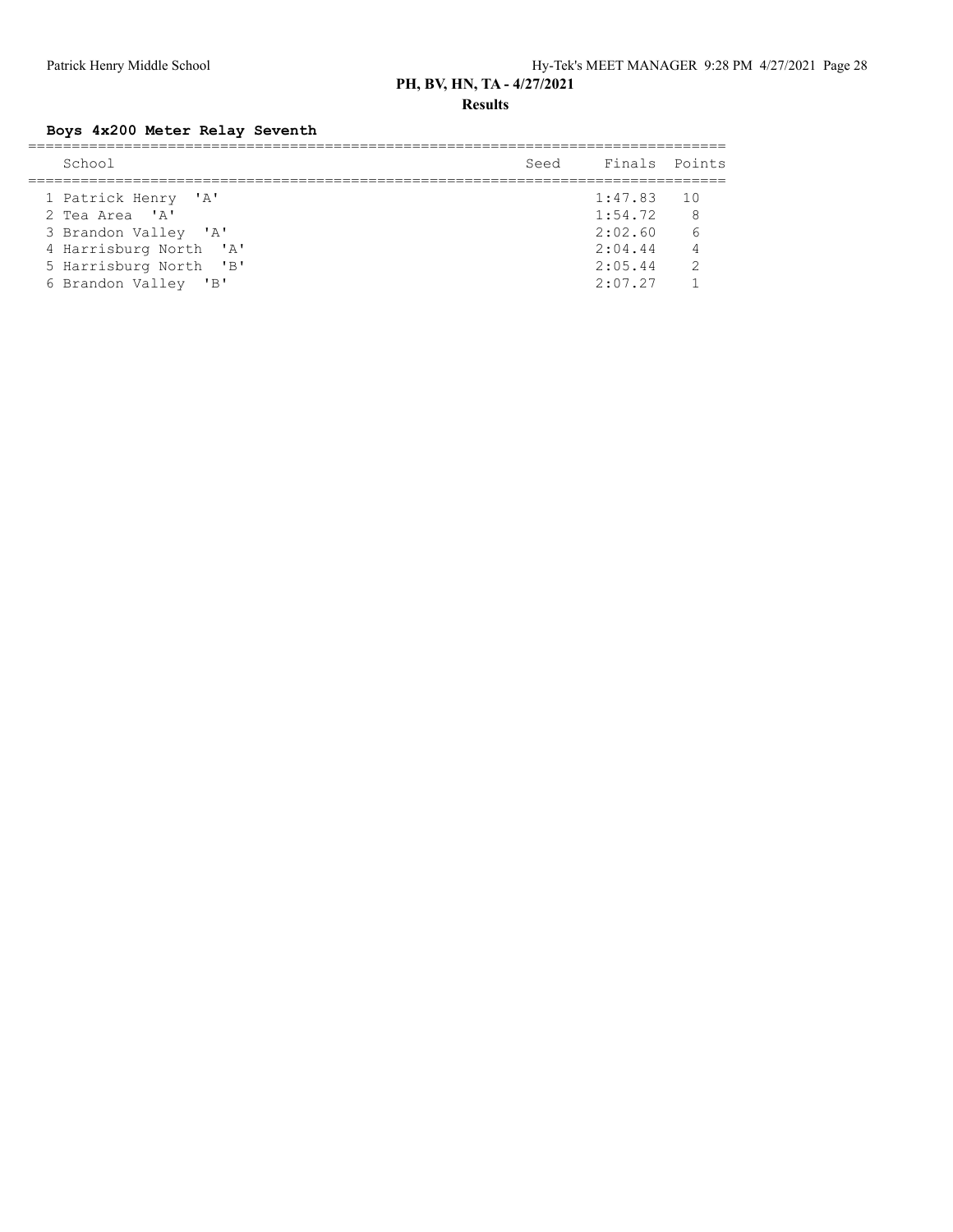**PH, BV, HN, TA - 4/27/2021**

**Results**

### Boys 4x200 Meter Relay Seventh

| | School | Seed | Finals | Points |
|---|---|---|---|---|
| 1 | Patrick Henry 'A' | | 1:47.83 | 10 |
| 2 | Tea Area 'A' | | 1:54.72 | 8 |
| 3 | Brandon Valley 'A' | | 2:02.60 | 6 |
| 4 | Harrisburg North 'A' | | 2:04.44 | 4 |
| 5 | Harrisburg North 'B' | | 2:05.44 | 2 |
| 6 | Brandon Valley 'B' | | 2:07.27 | 1 |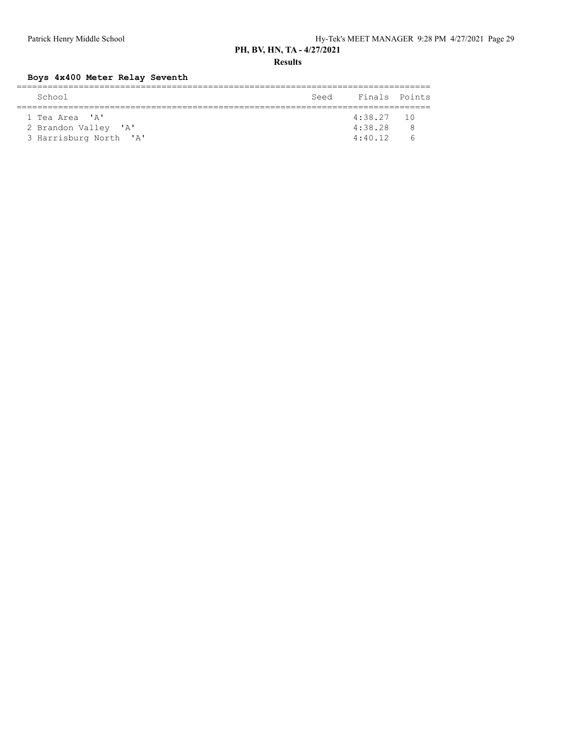**PH, BV, HN, TA - 4/27/2021**

**Results**

### Boys 4x400 Meter Relay Seventh

| | School | Seed | Finals | Points |
|---|---|---|---|---|
| 1 | Tea Area 'A' | | 4:38.27 | 10 |
| 2 | Brandon Valley 'A' | | 4:38.28 | 8 |
| 3 | Harrisburg North 'A' | | 4:40.12 | 6 |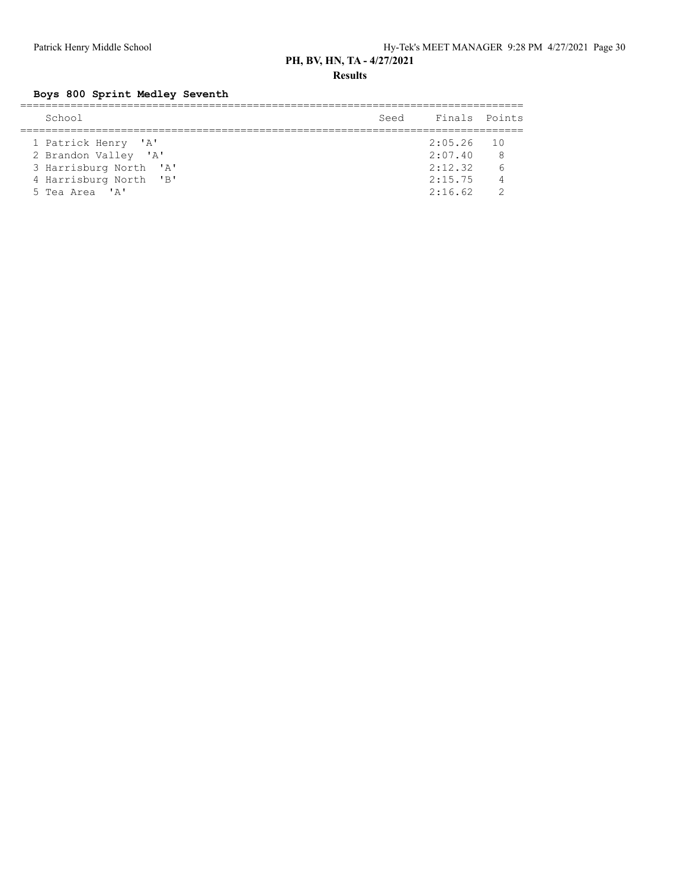## PH, BV, HN, TA - 4/27/2021

### Results

**Boys 800 Sprint Medley Seventh**

| | School | Seed | Finals | Points |
|---|---|---|---|---|
| 1 | Patrick Henry 'A' | | 2:05.26 | 10 |
| 2 | Brandon Valley 'A' | | 2:07.40 | 8 |
| 3 | Harrisburg North 'A' | | 2:12.32 | 6 |
| 4 | Harrisburg North 'B' | | 2:15.75 | 4 |
| 5 | Tea Area 'A' | | 2:16.62 | 2 |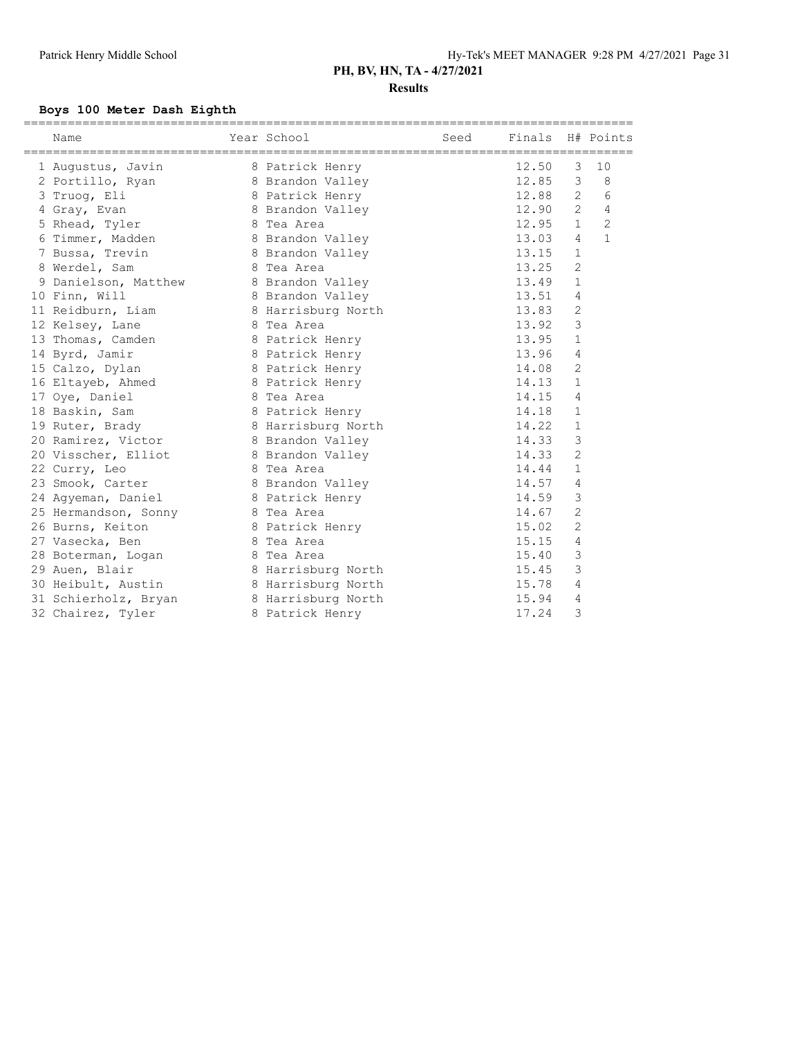## PH, BV, HN, TA - 4/27/2021

### Results

#### Boys 100 Meter Dash Eighth

| | Name | Year | School | Seed | Finals | H# | Points |
|---|---|---|---|---|---|---|---|
| 1 | Augustus, Javin | 8 | Patrick Henry | | 12.50 | 3 | 10 |
| 2 | Portillo, Ryan | 8 | Brandon Valley | | 12.85 | 3 | 8 |
| 3 | Truog, Eli | 8 | Patrick Henry | | 12.88 | 2 | 6 |
| 4 | Gray, Evan | 8 | Brandon Valley | | 12.90 | 2 | 4 |
| 5 | Rhead, Tyler | 8 | Tea Area | | 12.95 | 1 | 2 |
| 6 | Timmer, Madden | 8 | Brandon Valley | | 13.03 | 4 | 1 |
| 7 | Bussa, Trevin | 8 | Brandon Valley | | 13.15 | 1 | |
| 8 | Werdel, Sam | 8 | Tea Area | | 13.25 | 2 | |
| 9 | Danielson, Matthew | 8 | Brandon Valley | | 13.49 | 1 | |
| 10 | Finn, Will | 8 | Brandon Valley | | 13.51 | 4 | |
| 11 | Reidburn, Liam | 8 | Harrisburg North | | 13.83 | 2 | |
| 12 | Kelsey, Lane | 8 | Tea Area | | 13.92 | 3 | |
| 13 | Thomas, Camden | 8 | Patrick Henry | | 13.95 | 1 | |
| 14 | Byrd, Jamir | 8 | Patrick Henry | | 13.96 | 4 | |
| 15 | Calzo, Dylan | 8 | Patrick Henry | | 14.08 | 2 | |
| 16 | Eltayeb, Ahmed | 8 | Patrick Henry | | 14.13 | 1 | |
| 17 | Oye, Daniel | 8 | Tea Area | | 14.15 | 4 | |
| 18 | Baskin, Sam | 8 | Patrick Henry | | 14.18 | 1 | |
| 19 | Ruter, Brady | 8 | Harrisburg North | | 14.22 | 1 | |
| 20 | Ramirez, Victor | 8 | Brandon Valley | | 14.33 | 3 | |
| 20 | Visscher, Elliot | 8 | Brandon Valley | | 14.33 | 2 | |
| 22 | Curry, Leo | 8 | Tea Area | | 14.44 | 1 | |
| 23 | Smook, Carter | 8 | Brandon Valley | | 14.57 | 4 | |
| 24 | Agyeman, Daniel | 8 | Patrick Henry | | 14.59 | 3 | |
| 25 | Hermandson, Sonny | 8 | Tea Area | | 14.67 | 2 | |
| 26 | Burns, Keiton | 8 | Patrick Henry | | 15.02 | 2 | |
| 27 | Vasecka, Ben | 8 | Tea Area | | 15.15 | 4 | |
| 28 | Boterman, Logan | 8 | Tea Area | | 15.40 | 3 | |
| 29 | Auen, Blair | 8 | Harrisburg North | | 15.45 | 3 | |
| 30 | Heibult, Austin | 8 | Harrisburg North | | 15.78 | 4 | |
| 31 | Schierholz, Bryan | 8 | Harrisburg North | | 15.94 | 4 | |
| 32 | Chairez, Tyler | 8 | Patrick Henry | | 17.24 | 3 | |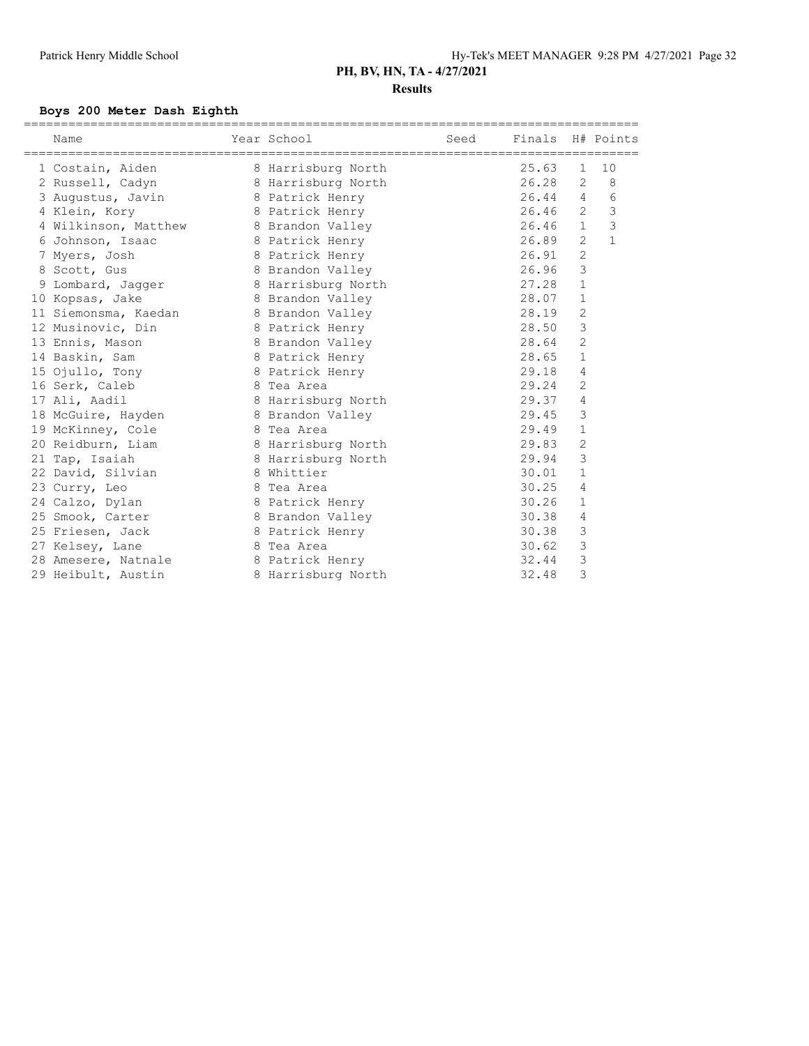PH, BV, HN, TA - 4/27/2021

**Results**

### Boys 200 Meter Dash Eighth

| | Name | Year | School | Seed | Finals | H# | Points |
|---|---|---|---|---|---|---|---|
| 1 | Costain, Aiden | 8 | Harrisburg North | | 25.63 | 1 | 10 |
| 2 | Russell, Cadyn | 8 | Harrisburg North | | 26.28 | 2 | 8 |
| 3 | Augustus, Javin | 8 | Patrick Henry | | 26.44 | 4 | 6 |
| 4 | Klein, Kory | 8 | Patrick Henry | | 26.46 | 2 | 3 |
| 4 | Wilkinson, Matthew | 8 | Brandon Valley | | 26.46 | 1 | 3 |
| 6 | Johnson, Isaac | 8 | Patrick Henry | | 26.89 | 2 | 1 |
| 7 | Myers, Josh | 8 | Patrick Henry | | 26.91 | 2 | |
| 8 | Scott, Gus | 8 | Brandon Valley | | 26.96 | 3 | |
| 9 | Lombard, Jagger | 8 | Harrisburg North | | 27.28 | 1 | |
| 10 | Kopsas, Jake | 8 | Brandon Valley | | 28.07 | 1 | |
| 11 | Siemonsma, Kaedan | 8 | Brandon Valley | | 28.19 | 2 | |
| 12 | Musinovic, Din | 8 | Patrick Henry | | 28.50 | 3 | |
| 13 | Ennis, Mason | 8 | Brandon Valley | | 28.64 | 2 | |
| 14 | Baskin, Sam | 8 | Patrick Henry | | 28.65 | 1 | |
| 15 | Ojullo, Tony | 8 | Patrick Henry | | 29.18 | 4 | |
| 16 | Serk, Caleb | 8 | Tea Area | | 29.24 | 2 | |
| 17 | Ali, Aadil | 8 | Harrisburg North | | 29.37 | 4 | |
| 18 | McGuire, Hayden | 8 | Brandon Valley | | 29.45 | 3 | |
| 19 | McKinney, Cole | 8 | Tea Area | | 29.49 | 1 | |
| 20 | Reidburn, Liam | 8 | Harrisburg North | | 29.83 | 2 | |
| 21 | Tap, Isaiah | 8 | Harrisburg North | | 29.94 | 3 | |
| 22 | David, Silvian | 8 | Whittier | | 30.01 | 1 | |
| 23 | Curry, Leo | 8 | Tea Area | | 30.25 | 4 | |
| 24 | Calzo, Dylan | 8 | Patrick Henry | | 30.26 | 1 | |
| 25 | Smook, Carter | 8 | Brandon Valley | | 30.38 | 4 | |
| 25 | Friesen, Jack | 8 | Patrick Henry | | 30.38 | 3 | |
| 27 | Kelsey, Lane | 8 | Tea Area | | 30.62 | 3 | |
| 28 | Amesere, Natnale | 8 | Patrick Henry | | 32.44 | 3 | |
| 29 | Heibult, Austin | 8 | Harrisburg North | | 32.48 | 3 | |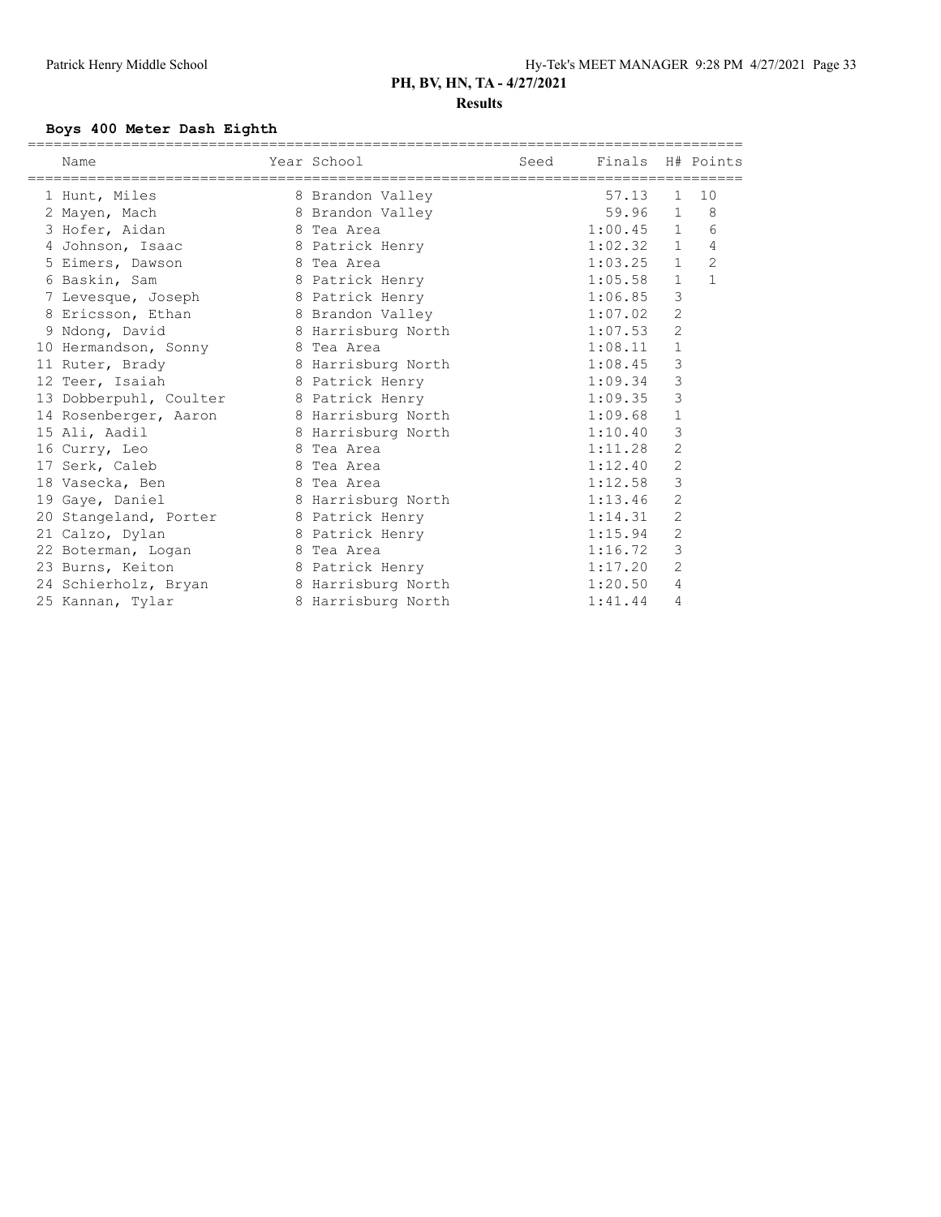## PH, BV, HN, TA - 4/27/2021

### Results

**Boys 400 Meter Dash Eighth**

| | Name | Year | School | Seed | Finals | H# | Points |
|---|---|---|---|---|---|---|---|
| 1 | Hunt, Miles | 8 | Brandon Valley | | 57.13 | 1 | 10 |
| 2 | Mayen, Mach | 8 | Brandon Valley | | 59.96 | 1 | 8 |
| 3 | Hofer, Aidan | 8 | Tea Area | | 1:00.45 | 1 | 6 |
| 4 | Johnson, Isaac | 8 | Patrick Henry | | 1:02.32 | 1 | 4 |
| 5 | Eimers, Dawson | 8 | Tea Area | | 1:03.25 | 1 | 2 |
| 6 | Baskin, Sam | 8 | Patrick Henry | | 1:05.58 | 1 | 1 |
| 7 | Levesque, Joseph | 8 | Patrick Henry | | 1:06.85 | 3 | |
| 8 | Ericsson, Ethan | 8 | Brandon Valley | | 1:07.02 | 2 | |
| 9 | Ndong, David | 8 | Harrisburg North | | 1:07.53 | 2 | |
| 10 | Hermandson, Sonny | 8 | Tea Area | | 1:08.11 | 1 | |
| 11 | Ruter, Brady | 8 | Harrisburg North | | 1:08.45 | 3 | |
| 12 | Teer, Isaiah | 8 | Patrick Henry | | 1:09.34 | 3 | |
| 13 | Dobberpuhl, Coulter | 8 | Patrick Henry | | 1:09.35 | 3 | |
| 14 | Rosenberger, Aaron | 8 | Harrisburg North | | 1:09.68 | 1 | |
| 15 | Ali, Aadil | 8 | Harrisburg North | | 1:10.40 | 3 | |
| 16 | Curry, Leo | 8 | Tea Area | | 1:11.28 | 2 | |
| 17 | Serk, Caleb | 8 | Tea Area | | 1:12.40 | 2 | |
| 18 | Vasecka, Ben | 8 | Tea Area | | 1:12.58 | 3 | |
| 19 | Gaye, Daniel | 8 | Harrisburg North | | 1:13.46 | 2 | |
| 20 | Stangeland, Porter | 8 | Patrick Henry | | 1:14.31 | 2 | |
| 21 | Calzo, Dylan | 8 | Patrick Henry | | 1:15.94 | 2 | |
| 22 | Boterman, Logan | 8 | Tea Area | | 1:16.72 | 3 | |
| 23 | Burns, Keiton | 8 | Patrick Henry | | 1:17.20 | 2 | |
| 24 | Schierholz, Bryan | 8 | Harrisburg North | | 1:20.50 | 4 | |
| 25 | Kannan, Tylar | 8 | Harrisburg North | | 1:41.44 | 4 | |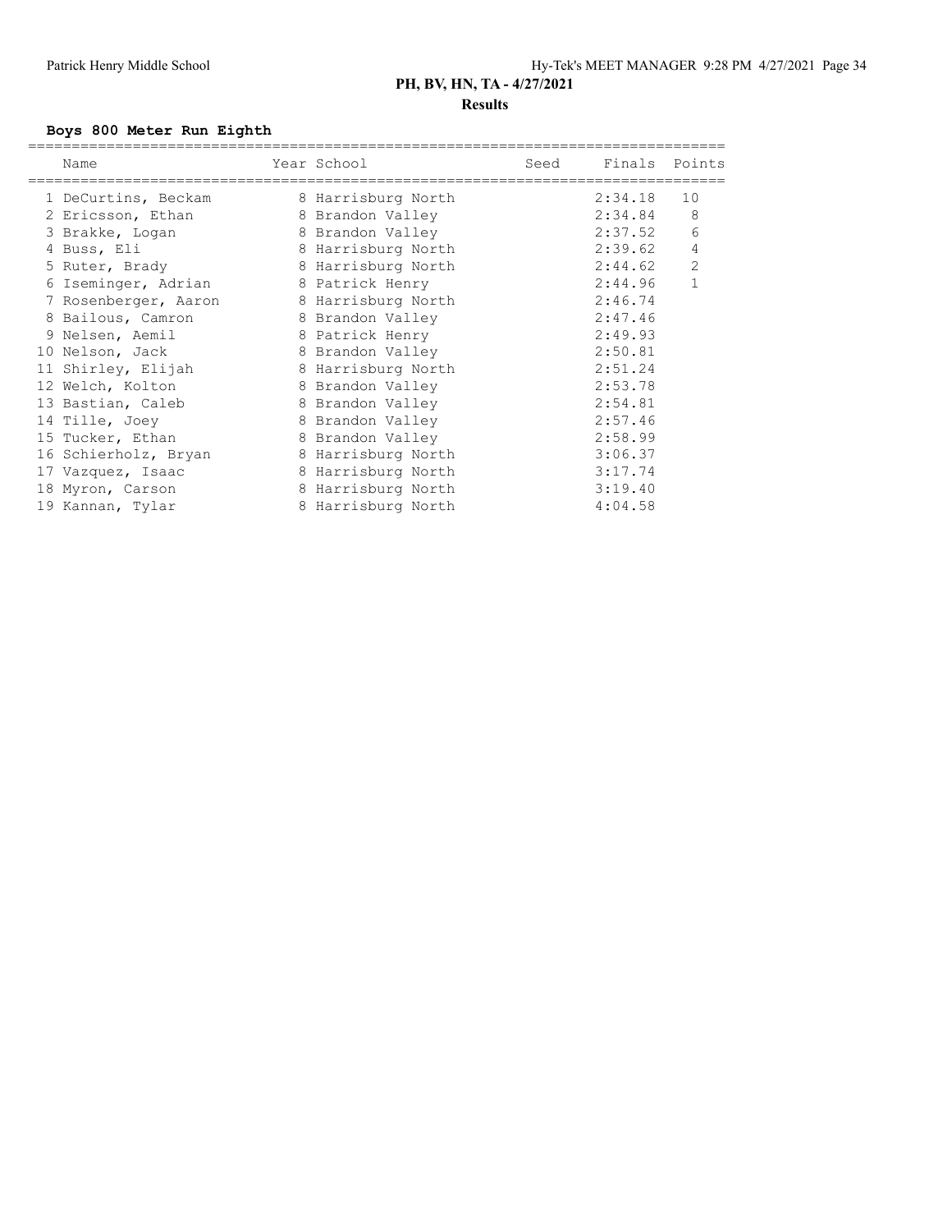**PH, BV, HN, TA - 4/27/2021**

**Results**

### Boys 800 Meter Run Eighth

| | Name | Year | School | Seed | Finals | Points |
|---|---|---|---|---|---|---|
| 1 | DeCurtins, Beckam | 8 | Harrisburg North | | 2:34.18 | 10 |
| 2 | Ericsson, Ethan | 8 | Brandon Valley | | 2:34.84 | 8 |
| 3 | Brakke, Logan | 8 | Brandon Valley | | 2:37.52 | 6 |
| 4 | Buss, Eli | 8 | Harrisburg North | | 2:39.62 | 4 |
| 5 | Ruter, Brady | 8 | Harrisburg North | | 2:44.62 | 2 |
| 6 | Iseminger, Adrian | 8 | Patrick Henry | | 2:44.96 | 1 |
| 7 | Rosenberger, Aaron | 8 | Harrisburg North | | 2:46.74 | |
| 8 | Bailous, Camron | 8 | Brandon Valley | | 2:47.46 | |
| 9 | Nelsen, Aemil | 8 | Patrick Henry | | 2:49.93 | |
| 10 | Nelson, Jack | 8 | Brandon Valley | | 2:50.81 | |
| 11 | Shirley, Elijah | 8 | Harrisburg North | | 2:51.24 | |
| 12 | Welch, Kolton | 8 | Brandon Valley | | 2:53.78 | |
| 13 | Bastian, Caleb | 8 | Brandon Valley | | 2:54.81 | |
| 14 | Tille, Joey | 8 | Brandon Valley | | 2:57.46 | |
| 15 | Tucker, Ethan | 8 | Brandon Valley | | 2:58.99 | |
| 16 | Schierholz, Bryan | 8 | Harrisburg North | | 3:06.37 | |
| 17 | Vazquez, Isaac | 8 | Harrisburg North | | 3:17.74 | |
| 18 | Myron, Carson | 8 | Harrisburg North | | 3:19.40 | |
| 19 | Kannan, Tylar | 8 | Harrisburg North | | 4:04.58 | |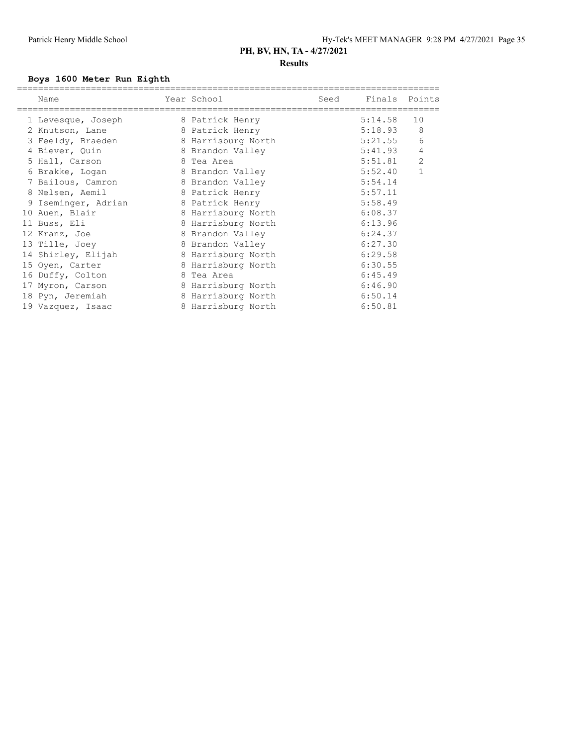# PH, BV, HN, TA - 4/27/2021

## Results

### Boys 1600 Meter Run Eighth

| Name | Year | School | Seed | Finals | Points |
|---|---|---|---|---|---|
| 1 Levesque, Joseph | 8 | Patrick Henry | | 5:14.58 | 10 |
| 2 Knutson, Lane | 8 | Patrick Henry | | 5:18.93 | 8 |
| 3 Feeldy, Braeden | 8 | Harrisburg North | | 5:21.55 | 6 |
| 4 Biever, Quin | 8 | Brandon Valley | | 5:41.93 | 4 |
| 5 Hall, Carson | 8 | Tea Area | | 5:51.81 | 2 |
| 6 Brakke, Logan | 8 | Brandon Valley | | 5:52.40 | 1 |
| 7 Bailous, Camron | 8 | Brandon Valley | | 5:54.14 | |
| 8 Nelsen, Aemil | 8 | Patrick Henry | | 5:57.11 | |
| 9 Iseminger, Adrian | 8 | Patrick Henry | | 5:58.49 | |
| 10 Auen, Blair | 8 | Harrisburg North | | 6:08.37 | |
| 11 Buss, Eli | 8 | Harrisburg North | | 6:13.96 | |
| 12 Kranz, Joe | 8 | Brandon Valley | | 6:24.37 | |
| 13 Tille, Joey | 8 | Brandon Valley | | 6:27.30 | |
| 14 Shirley, Elijah | 8 | Harrisburg North | | 6:29.58 | |
| 15 Oyen, Carter | 8 | Harrisburg North | | 6:30.55 | |
| 16 Duffy, Colton | 8 | Tea Area | | 6:45.49 | |
| 17 Myron, Carson | 8 | Harrisburg North | | 6:46.90 | |
| 18 Pyn, Jeremiah | 8 | Harrisburg North | | 6:50.14 | |
| 19 Vazquez, Isaac | 8 | Harrisburg North | | 6:50.81 | |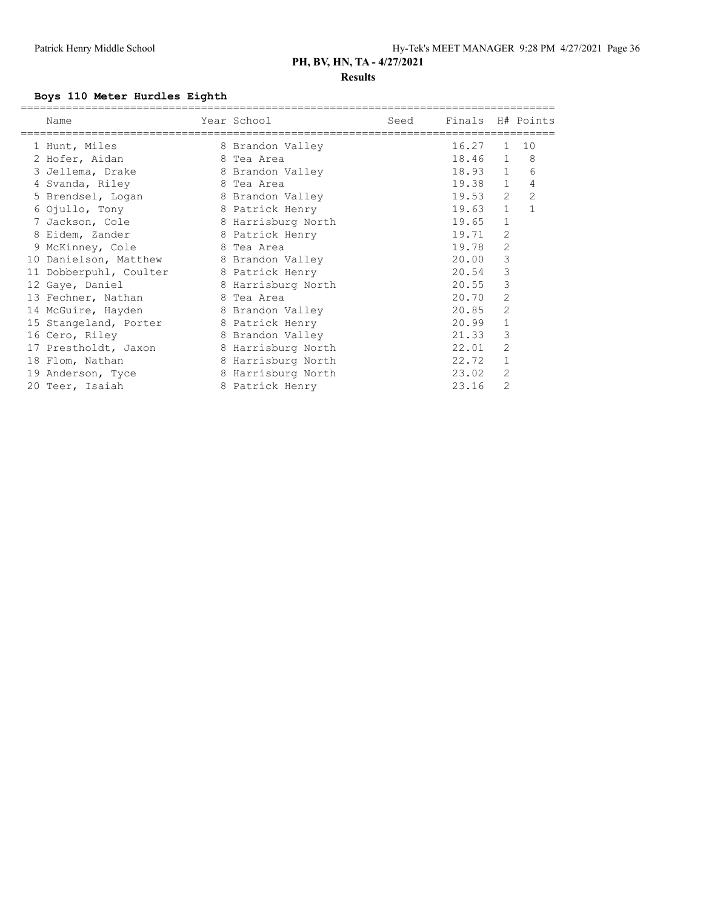## PH, BV, HN, TA - 4/27/2021

### Results

#### Boys 110 Meter Hurdles Eighth

| | Name | Year | School | Seed | Finals | H# | Points |
|---|---|---|---|---|---|---|---|
| 1 | Hunt, Miles | 8 | Brandon Valley | | 16.27 | 1 | 10 |
| 2 | Hofer, Aidan | 8 | Tea Area | | 18.46 | 1 | 8 |
| 3 | Jellema, Drake | 8 | Brandon Valley | | 18.93 | 1 | 6 |
| 4 | Svanda, Riley | 8 | Tea Area | | 19.38 | 1 | 4 |
| 5 | Brendsel, Logan | 8 | Brandon Valley | | 19.53 | 2 | 2 |
| 6 | Ojullo, Tony | 8 | Patrick Henry | | 19.63 | 1 | 1 |
| 7 | Jackson, Cole | 8 | Harrisburg North | | 19.65 | 1 | |
| 8 | Eidem, Zander | 8 | Patrick Henry | | 19.71 | 2 | |
| 9 | McKinney, Cole | 8 | Tea Area | | 19.78 | 2 | |
| 10 | Danielson, Matthew | 8 | Brandon Valley | | 20.00 | 3 | |
| 11 | Dobberpuhl, Coulter | 8 | Patrick Henry | | 20.54 | 3 | |
| 12 | Gaye, Daniel | 8 | Harrisburg North | | 20.55 | 3 | |
| 13 | Fechner, Nathan | 8 | Tea Area | | 20.70 | 2 | |
| 14 | McGuire, Hayden | 8 | Brandon Valley | | 20.85 | 2 | |
| 15 | Stangeland, Porter | 8 | Patrick Henry | | 20.99 | 1 | |
| 16 | Cero, Riley | 8 | Brandon Valley | | 21.33 | 3 | |
| 17 | Prestholdt, Jaxon | 8 | Harrisburg North | | 22.01 | 2 | |
| 18 | Flom, Nathan | 8 | Harrisburg North | | 22.72 | 1 | |
| 19 | Anderson, Tyce | 8 | Harrisburg North | | 23.02 | 2 | |
| 20 | Teer, Isaiah | 8 | Patrick Henry | | 23.16 | 2 | |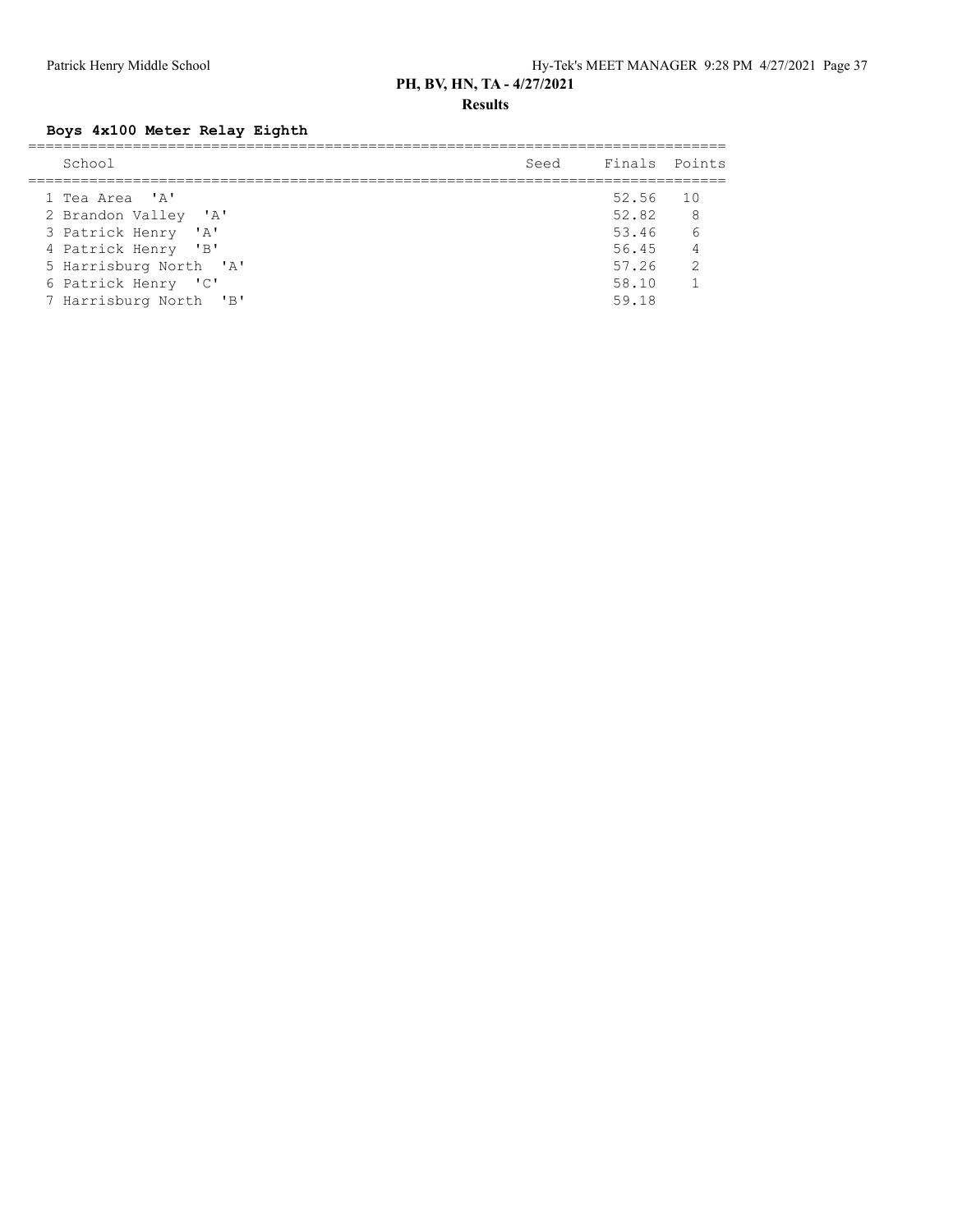## PH, BV, HN, TA - 4/27/2021

### Results

**Boys 4x100 Meter Relay Eighth**

| | School | Seed | Finals | Points |
|---|---|---|---|---|
| 1 | Tea Area 'A' | | 52.56 | 10 |
| 2 | Brandon Valley 'A' | | 52.82 | 8 |
| 3 | Patrick Henry 'A' | | 53.46 | 6 |
| 4 | Patrick Henry 'B' | | 56.45 | 4 |
| 5 | Harrisburg North 'A' | | 57.26 | 2 |
| 6 | Patrick Henry 'C' | | 58.10 | 1 |
| 7 | Harrisburg North 'B' | | 59.18 | |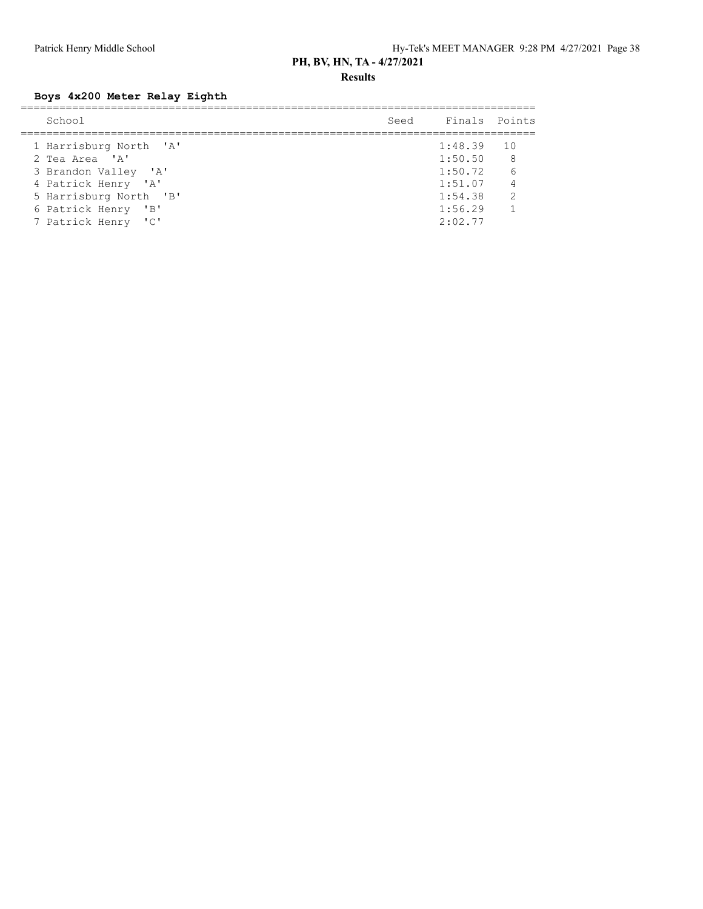## Boys 4x200 Meter Relay Eighth

| | School | Seed | Finals | Points |
|---|---|---|---|---|
| 1 | Harrisburg North 'A' | | 1:48.39 | 10 |
| 2 | Tea Area 'A' | | 1:50.50 | 8 |
| 3 | Brandon Valley 'A' | | 1:50.72 | 6 |
| 4 | Patrick Henry 'A' | | 1:51.07 | 4 |
| 5 | Harrisburg North 'B' | | 1:54.38 | 2 |
| 6 | Patrick Henry 'B' | | 1:56.29 | 1 |
| 7 | Patrick Henry 'C' | | 2:02.77 | |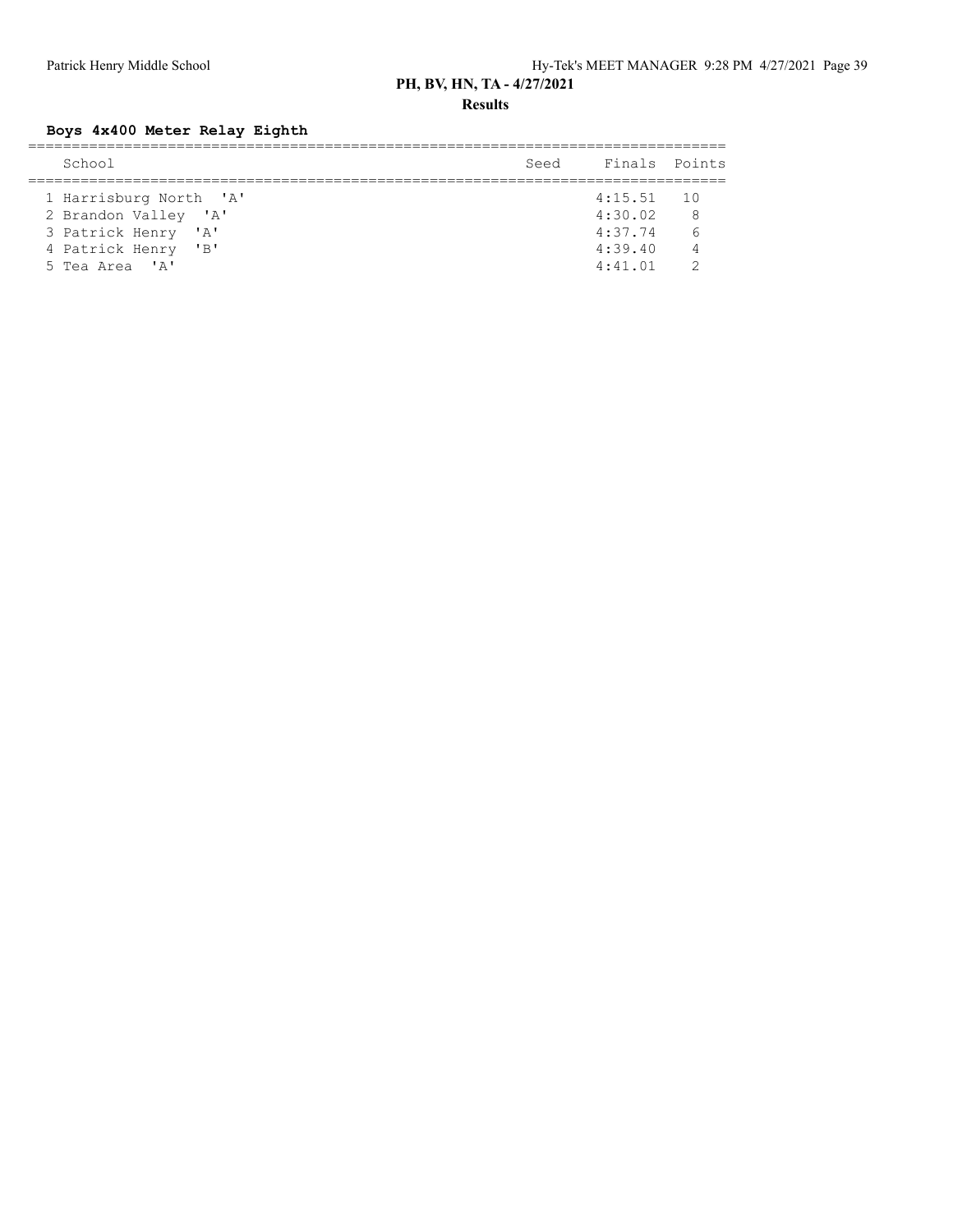## PH, BV, HN, TA - 4/27/2021

**Results**

### Boys 4x400 Meter Relay Eighth

| | School | Seed | Finals | Points |
|---|---|---|---|---|
| 1 | Harrisburg North 'A' | | 4:15.51 | 10 |
| 2 | Brandon Valley 'A' | | 4:30.02 | 8 |
| 3 | Patrick Henry 'A' | | 4:37.74 | 6 |
| 4 | Patrick Henry 'B' | | 4:39.40 | 4 |
| 5 | Tea Area 'A' | | 4:41.01 | 2 |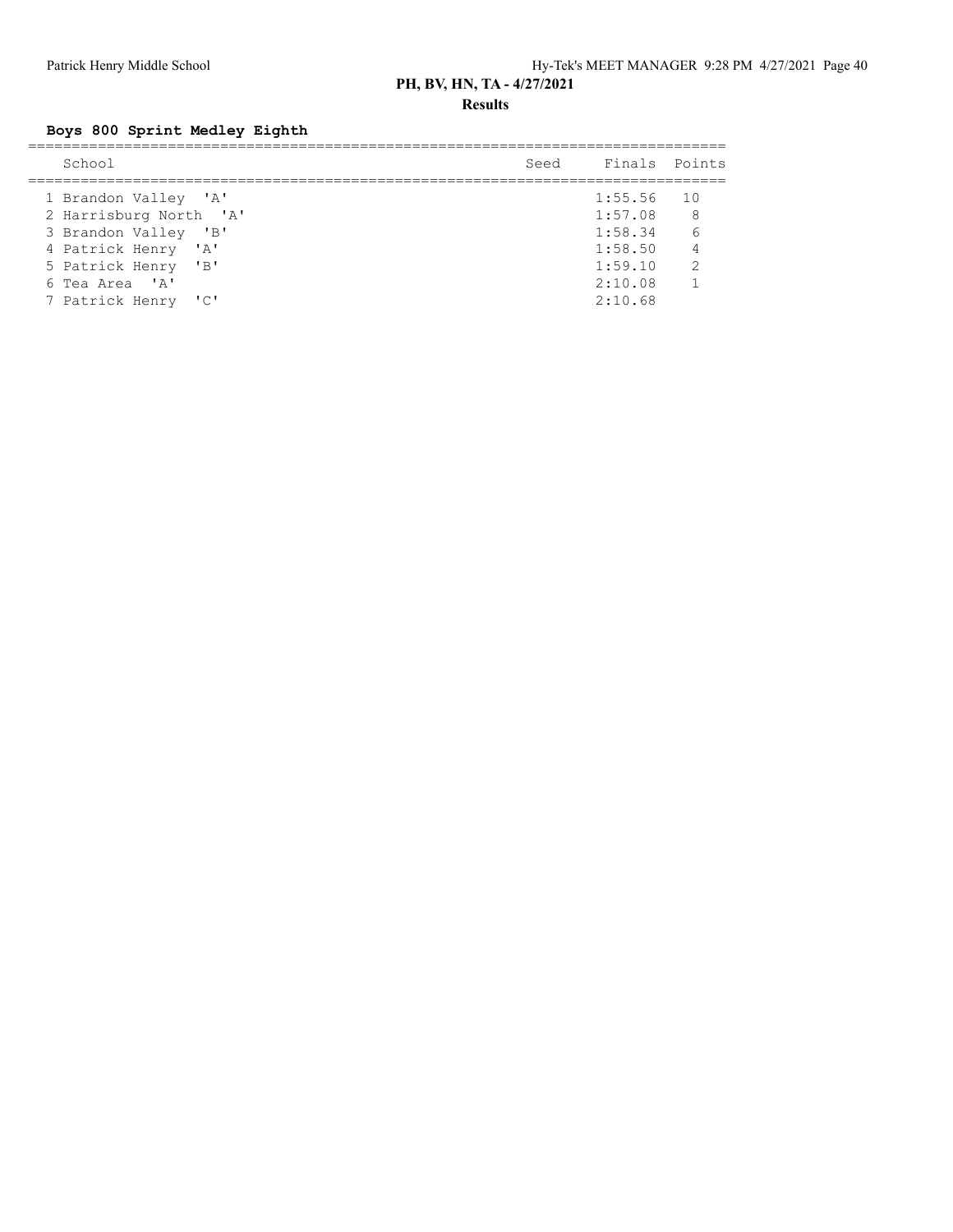## PH, BV, HN, TA - 4/27/2021

### Results

#### Boys 800 Sprint Medley Eighth

| | School | Seed | Finals | Points |
|---|---|---|---|---|
| 1 | Brandon Valley 'A' | | 1:55.56 | 10 |
| 2 | Harrisburg North 'A' | | 1:57.08 | 8 |
| 3 | Brandon Valley 'B' | | 1:58.34 | 6 |
| 4 | Patrick Henry 'A' | | 1:58.50 | 4 |
| 5 | Patrick Henry 'B' | | 1:59.10 | 2 |
| 6 | Tea Area 'A' | | 2:10.08 | 1 |
| 7 | Patrick Henry 'C' | | 2:10.68 | |